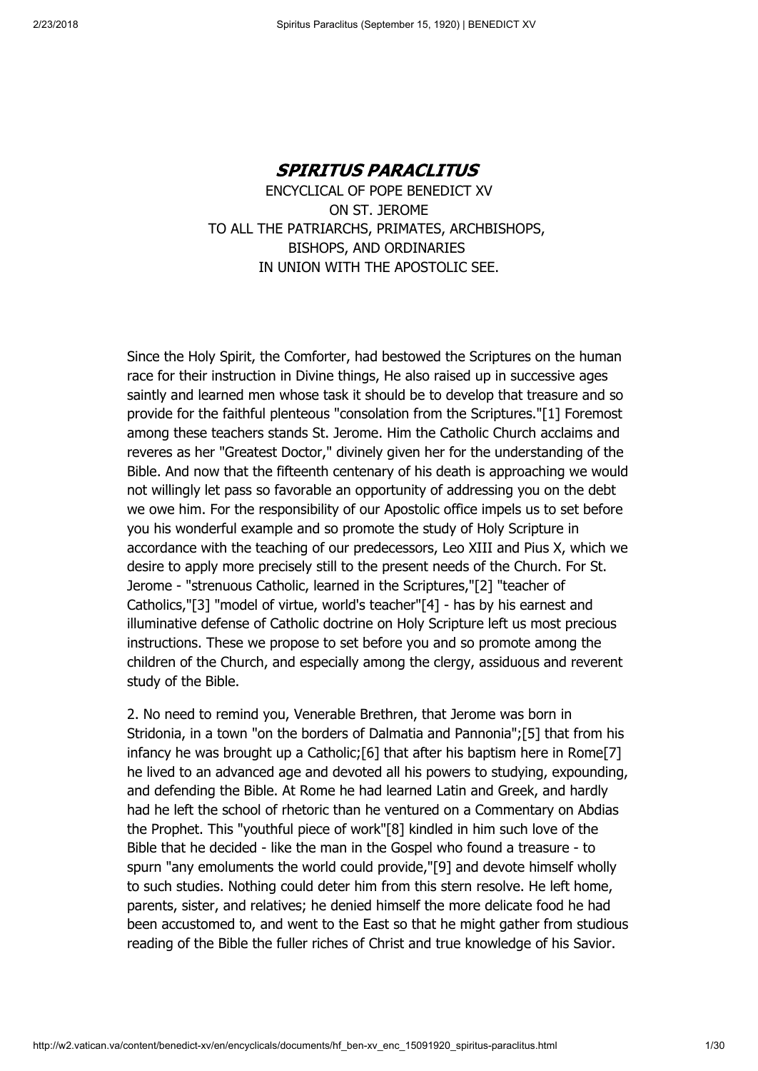# *SPIRITUS PARACLITUS*

ENCYCLICAL OF POPE BENEDICT XV
ON ST. JEROME
TO ALL THE PATRIARCHS, PRIMATES, ARCHBISHOPS,
BISHOPS, AND ORDINARIES
IN UNION WITH THE APOSTOLIC SEE.

Since the Holy Spirit, the Comforter, had bestowed the Scriptures on the human race for their instruction in Divine things, He also raised up in successive ages saintly and learned men whose task it should be to develop that treasure and so provide for the faithful plenteous "consolation from the Scriptures."[1] Foremost among these teachers stands St. Jerome. Him the Catholic Church acclaims and reveres as her "Greatest Doctor," divinely given her for the understanding of the Bible. And now that the fifteenth centenary of his death is approaching we would not willingly let pass so favorable an opportunity of addressing you on the debt we owe him. For the responsibility of our Apostolic office impels us to set before you his wonderful example and so promote the study of Holy Scripture in accordance with the teaching of our predecessors, Leo XIII and Pius X, which we desire to apply more precisely still to the present needs of the Church. For St. Jerome - "strenuous Catholic, learned in the Scriptures,"[2] "teacher of Catholics,"[3] "model of virtue, world's teacher"[4] - has by his earnest and illuminative defense of Catholic doctrine on Holy Scripture left us most precious instructions. These we propose to set before you and so promote among the children of the Church, and especially among the clergy, assiduous and reverent study of the Bible.

2. No need to remind you, Venerable Brethren, that Jerome was born in Stridonia, in a town "on the borders of Dalmatia and Pannonia";[5] that from his infancy he was brought up a Catholic;[6] that after his baptism here in Rome[7] he lived to an advanced age and devoted all his powers to studying, expounding, and defending the Bible. At Rome he had learned Latin and Greek, and hardly had he left the school of rhetoric than he ventured on a Commentary on Abdias the Prophet. This "youthful piece of work"[8] kindled in him such love of the Bible that he decided - like the man in the Gospel who found a treasure - to spurn "any emoluments the world could provide,"[9] and devote himself wholly to such studies. Nothing could deter him from this stern resolve. He left home, parents, sister, and relatives; he denied himself the more delicate food he had been accustomed to, and went to the East so that he might gather from studious reading of the Bible the fuller riches of Christ and true knowledge of his Savior.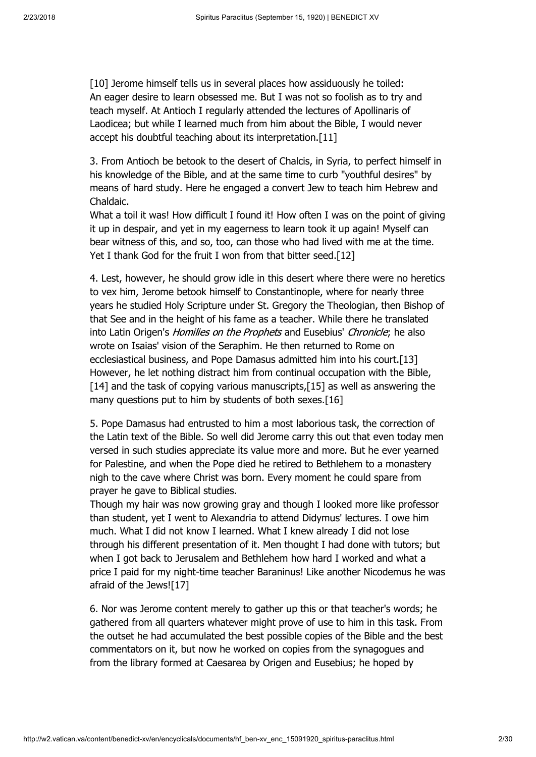[10] Jerome himself tells us in several places how assiduously he toiled:
An eager desire to learn obsessed me. But I was not so foolish as to try and teach myself. At Antioch I regularly attended the lectures of Apollinaris of Laodicea; but while I learned much from him about the Bible, I would never accept his doubtful teaching about its interpretation.[11]

3. From Antioch be betook to the desert of Chalcis, in Syria, to perfect himself in his knowledge of the Bible, and at the same time to curb "youthful desires" by means of hard study. Here he engaged a convert Jew to teach him Hebrew and Chaldaic.
What a toil it was! How difficult I found it! How often I was on the point of giving it up in despair, and yet in my eagerness to learn took it up again! Myself can bear witness of this, and so, too, can those who had lived with me at the time. Yet I thank God for the fruit I won from that bitter seed.[12]

4. Lest, however, he should grow idle in this desert where there were no heretics to vex him, Jerome betook himself to Constantinople, where for nearly three years he studied Holy Scripture under St. Gregory the Theologian, then Bishop of that See and in the height of his fame as a teacher. While there he translated into Latin Origen's *Homilies on the Prophets* and Eusebius' *Chronicle*; he also wrote on Isaias' vision of the Seraphim. He then returned to Rome on ecclesiastical business, and Pope Damasus admitted him into his court.[13] However, he let nothing distract him from continual occupation with the Bible,[14] and the task of copying various manuscripts,[15] as well as answering the many questions put to him by students of both sexes.[16]

5. Pope Damasus had entrusted to him a most laborious task, the correction of the Latin text of the Bible. So well did Jerome carry this out that even today men versed in such studies appreciate its value more and more. But he ever yearned for Palestine, and when the Pope died he retired to Bethlehem to a monastery nigh to the cave where Christ was born. Every moment he could spare from prayer he gave to Biblical studies.
Though my hair was now growing gray and though I looked more like professor than student, yet I went to Alexandria to attend Didymus' lectures. I owe him much. What I did not know I learned. What I knew already I did not lose through his different presentation of it. Men thought I had done with tutors; but when I got back to Jerusalem and Bethlehem how hard I worked and what a price I paid for my night-time teacher Baraninus! Like another Nicodemus he was afraid of the Jews![17]

6. Nor was Jerome content merely to gather up this or that teacher's words; he gathered from all quarters whatever might prove of use to him in this task. From the outset he had accumulated the best possible copies of the Bible and the best commentators on it, but now he worked on copies from the synagogues and from the library formed at Caesarea by Origen and Eusebius; he hoped by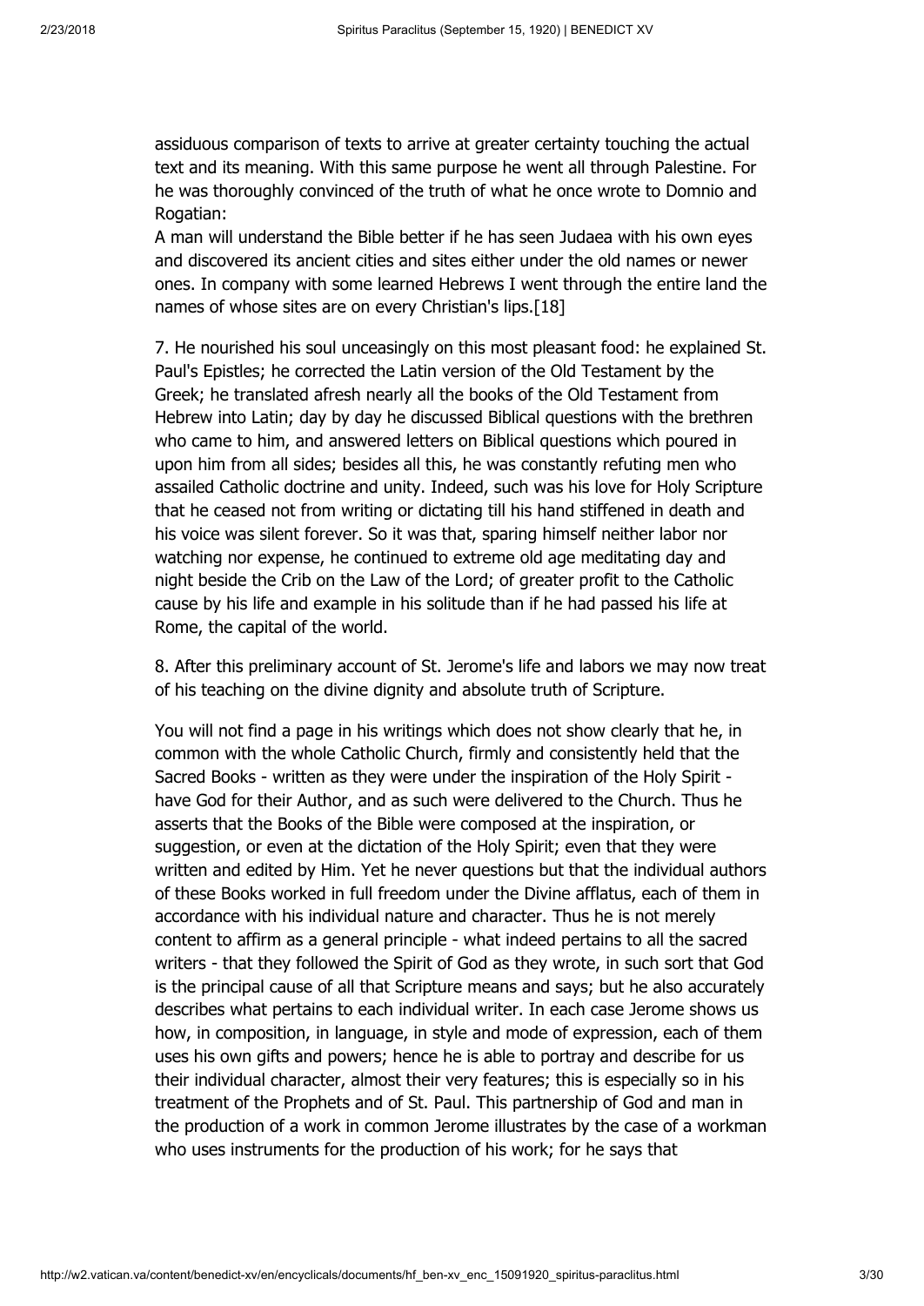assiduous comparison of texts to arrive at greater certainty touching the actual text and its meaning. With this same purpose he went all through Palestine. For he was thoroughly convinced of the truth of what he once wrote to Domnio and Rogatian:

A man will understand the Bible better if he has seen Judaea with his own eyes and discovered its ancient cities and sites either under the old names or newer ones. In company with some learned Hebrews I went through the entire land the names of whose sites are on every Christian's lips.[18]

7. He nourished his soul unceasingly on this most pleasant food: he explained St. Paul's Epistles; he corrected the Latin version of the Old Testament by the Greek; he translated afresh nearly all the books of the Old Testament from Hebrew into Latin; day by day he discussed Biblical questions with the brethren who came to him, and answered letters on Biblical questions which poured in upon him from all sides; besides all this, he was constantly refuting men who assailed Catholic doctrine and unity. Indeed, such was his love for Holy Scripture that he ceased not from writing or dictating till his hand stiffened in death and his voice was silent forever. So it was that, sparing himself neither labor nor watching nor expense, he continued to extreme old age meditating day and night beside the Crib on the Law of the Lord; of greater profit to the Catholic cause by his life and example in his solitude than if he had passed his life at Rome, the capital of the world.

8. After this preliminary account of St. Jerome's life and labors we may now treat of his teaching on the divine dignity and absolute truth of Scripture.

You will not find a page in his writings which does not show clearly that he, in common with the whole Catholic Church, firmly and consistently held that the Sacred Books - written as they were under the inspiration of the Holy Spirit - have God for their Author, and as such were delivered to the Church. Thus he asserts that the Books of the Bible were composed at the inspiration, or suggestion, or even at the dictation of the Holy Spirit; even that they were written and edited by Him. Yet he never questions but that the individual authors of these Books worked in full freedom under the Divine afflatus, each of them in accordance with his individual nature and character. Thus he is not merely content to affirm as a general principle - what indeed pertains to all the sacred writers - that they followed the Spirit of God as they wrote, in such sort that God is the principal cause of all that Scripture means and says; but he also accurately describes what pertains to each individual writer. In each case Jerome shows us how, in composition, in language, in style and mode of expression, each of them uses his own gifts and powers; hence he is able to portray and describe for us their individual character, almost their very features; this is especially so in his treatment of the Prophets and of St. Paul. This partnership of God and man in the production of a work in common Jerome illustrates by the case of a workman who uses instruments for the production of his work; for he says that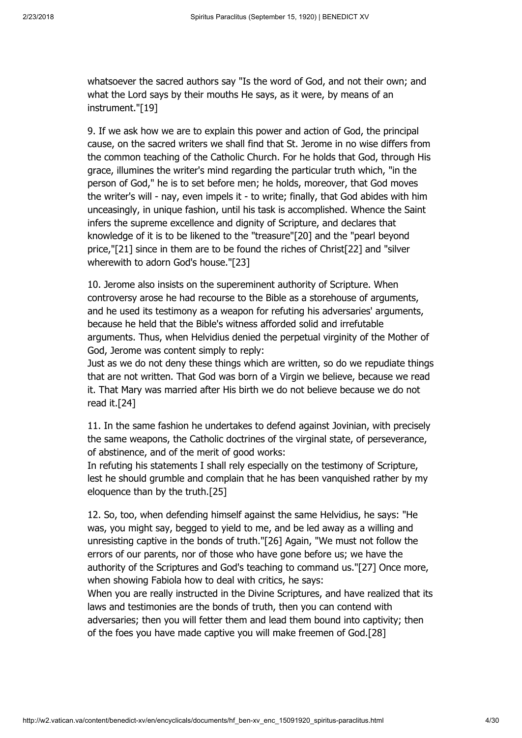whatsoever the sacred authors say "Is the word of God, and not their own; and what the Lord says by their mouths He says, as it were, by means of an instrument."[19]

9. If we ask how we are to explain this power and action of God, the principal cause, on the sacred writers we shall find that St. Jerome in no wise differs from the common teaching of the Catholic Church. For he holds that God, through His grace, illumines the writer's mind regarding the particular truth which, "in the person of God," he is to set before men; he holds, moreover, that God moves the writer's will - nay, even impels it - to write; finally, that God abides with him unceasingly, in unique fashion, until his task is accomplished. Whence the Saint infers the supreme excellence and dignity of Scripture, and declares that knowledge of it is to be likened to the "treasure"[20] and the "pearl beyond price,"[21] since in them are to be found the riches of Christ[22] and "silver wherewith to adorn God's house."[23]

10. Jerome also insists on the supereminent authority of Scripture. When controversy arose he had recourse to the Bible as a storehouse of arguments, and he used its testimony as a weapon for refuting his adversaries' arguments, because he held that the Bible's witness afforded solid and irrefutable arguments. Thus, when Helvidius denied the perpetual virginity of the Mother of God, Jerome was content simply to reply:

Just as we do not deny these things which are written, so do we repudiate things that are not written. That God was born of a Virgin we believe, because we read it. That Mary was married after His birth we do not believe because we do not read it.[24]

11. In the same fashion he undertakes to defend against Jovinian, with precisely the same weapons, the Catholic doctrines of the virginal state, of perseverance, of abstinence, and of the merit of good works:

In refuting his statements I shall rely especially on the testimony of Scripture, lest he should grumble and complain that he has been vanquished rather by my eloquence than by the truth.[25]

12. So, too, when defending himself against the same Helvidius, he says: "He was, you might say, begged to yield to me, and be led away as a willing and unresisting captive in the bonds of truth."[26] Again, "We must not follow the errors of our parents, nor of those who have gone before us; we have the authority of the Scriptures and God's teaching to command us."[27] Once more, when showing Fabiola how to deal with critics, he says:

When you are really instructed in the Divine Scriptures, and have realized that its laws and testimonies are the bonds of truth, then you can contend with adversaries; then you will fetter them and lead them bound into captivity; then of the foes you have made captive you will make freemen of God.[28]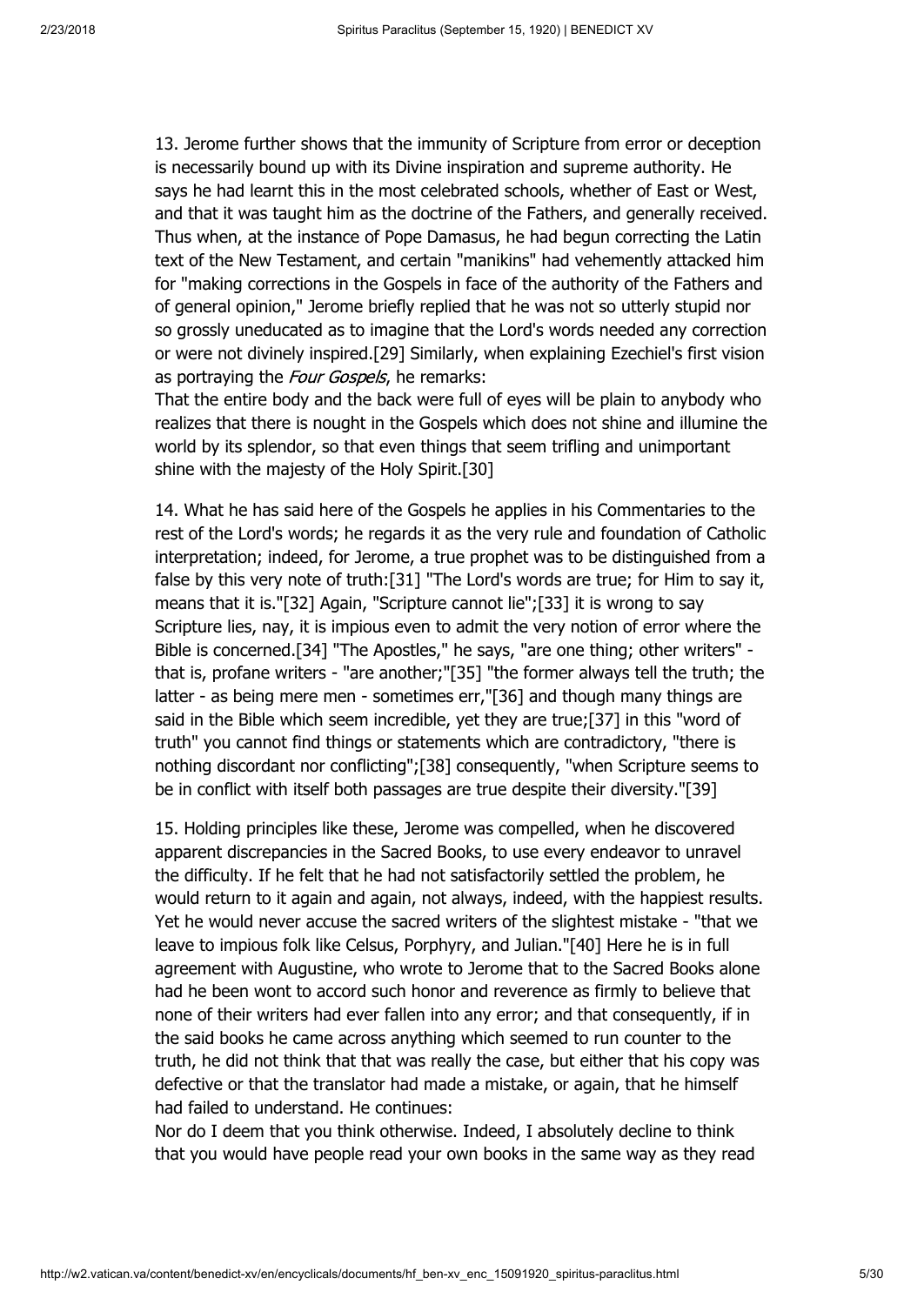13. Jerome further shows that the immunity of Scripture from error or deception is necessarily bound up with its Divine inspiration and supreme authority. He says he had learnt this in the most celebrated schools, whether of East or West, and that it was taught him as the doctrine of the Fathers, and generally received. Thus when, at the instance of Pope Damasus, he had begun correcting the Latin text of the New Testament, and certain "manikins" had vehemently attacked him for "making corrections in the Gospels in face of the authority of the Fathers and of general opinion," Jerome briefly replied that he was not so utterly stupid nor so grossly uneducated as to imagine that the Lord's words needed any correction or were not divinely inspired.[29] Similarly, when explaining Ezechiel's first vision as portraying the *Four Gospels*, he remarks:

That the entire body and the back were full of eyes will be plain to anybody who realizes that there is nought in the Gospels which does not shine and illumine the world by its splendor, so that even things that seem trifling and unimportant shine with the majesty of the Holy Spirit.[30]

14. What he has said here of the Gospels he applies in his Commentaries to the rest of the Lord's words; he regards it as the very rule and foundation of Catholic interpretation; indeed, for Jerome, a true prophet was to be distinguished from a false by this very note of truth:[31] "The Lord's words are true; for Him to say it, means that it is."[32] Again, "Scripture cannot lie";[33] it is wrong to say Scripture lies, nay, it is impious even to admit the very notion of error where the Bible is concerned.[34] "The Apostles," he says, "are one thing; other writers" - that is, profane writers - "are another;"[35] "the former always tell the truth; the latter - as being mere men - sometimes err,"[36] and though many things are said in the Bible which seem incredible, yet they are true;[37] in this "word of truth" you cannot find things or statements which are contradictory, "there is nothing discordant nor conflicting";[38] consequently, "when Scripture seems to be in conflict with itself both passages are true despite their diversity."[39]

15. Holding principles like these, Jerome was compelled, when he discovered apparent discrepancies in the Sacred Books, to use every endeavor to unravel the difficulty. If he felt that he had not satisfactorily settled the problem, he would return to it again and again, not always, indeed, with the happiest results. Yet he would never accuse the sacred writers of the slightest mistake - "that we leave to impious folk like Celsus, Porphyry, and Julian."[40] Here he is in full agreement with Augustine, who wrote to Jerome that to the Sacred Books alone had he been wont to accord such honor and reverence as firmly to believe that none of their writers had ever fallen into any error; and that consequently, if in the said books he came across anything which seemed to run counter to the truth, he did not think that that was really the case, but either that his copy was defective or that the translator had made a mistake, or again, that he himself had failed to understand. He continues:

Nor do I deem that you think otherwise. Indeed, I absolutely decline to think that you would have people read your own books in the same way as they read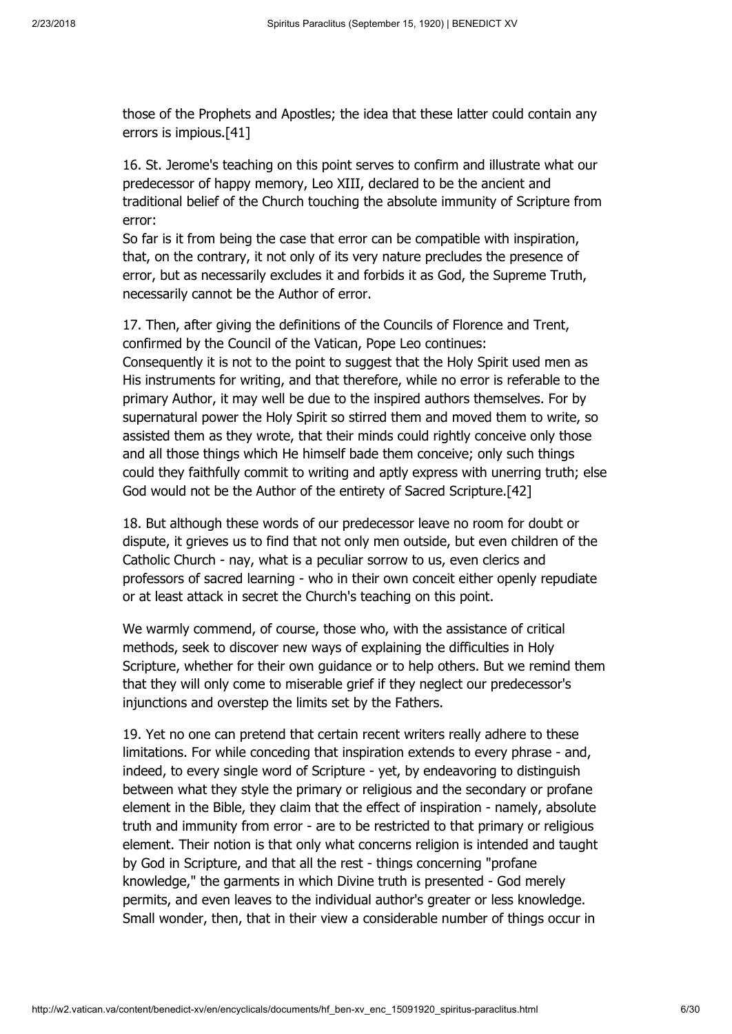those of the Prophets and Apostles; the idea that these latter could contain any errors is impious.[41]

16. St. Jerome's teaching on this point serves to confirm and illustrate what our predecessor of happy memory, Leo XIII, declared to be the ancient and traditional belief of the Church touching the absolute immunity of Scripture from error:

So far is it from being the case that error can be compatible with inspiration, that, on the contrary, it not only of its very nature precludes the presence of error, but as necessarily excludes it and forbids it as God, the Supreme Truth, necessarily cannot be the Author of error.

17. Then, after giving the definitions of the Councils of Florence and Trent, confirmed by the Council of the Vatican, Pope Leo continues:

Consequently it is not to the point to suggest that the Holy Spirit used men as His instruments for writing, and that therefore, while no error is referable to the primary Author, it may well be due to the inspired authors themselves. For by supernatural power the Holy Spirit so stirred them and moved them to write, so assisted them as they wrote, that their minds could rightly conceive only those and all those things which He himself bade them conceive; only such things could they faithfully commit to writing and aptly express with unerring truth; else God would not be the Author of the entirety of Sacred Scripture.[42]

18. But although these words of our predecessor leave no room for doubt or dispute, it grieves us to find that not only men outside, but even children of the Catholic Church - nay, what is a peculiar sorrow to us, even clerics and professors of sacred learning - who in their own conceit either openly repudiate or at least attack in secret the Church's teaching on this point.

We warmly commend, of course, those who, with the assistance of critical methods, seek to discover new ways of explaining the difficulties in Holy Scripture, whether for their own guidance or to help others. But we remind them that they will only come to miserable grief if they neglect our predecessor's injunctions and overstep the limits set by the Fathers.

19. Yet no one can pretend that certain recent writers really adhere to these limitations. For while conceding that inspiration extends to every phrase - and, indeed, to every single word of Scripture - yet, by endeavoring to distinguish between what they style the primary or religious and the secondary or profane element in the Bible, they claim that the effect of inspiration - namely, absolute truth and immunity from error - are to be restricted to that primary or religious element. Their notion is that only what concerns religion is intended and taught by God in Scripture, and that all the rest - things concerning "profane knowledge," the garments in which Divine truth is presented - God merely permits, and even leaves to the individual author's greater or less knowledge. Small wonder, then, that in their view a considerable number of things occur in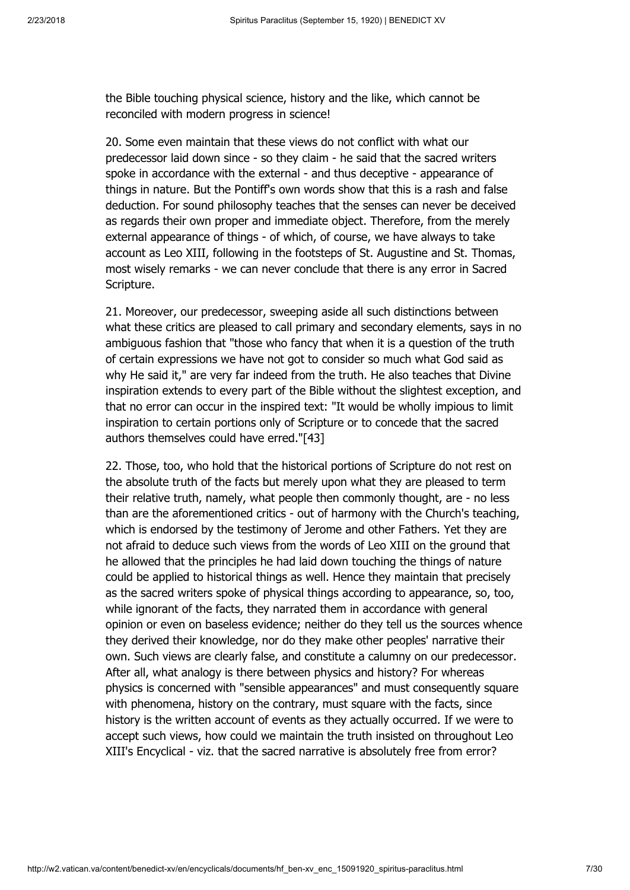the Bible touching physical science, history and the like, which cannot be reconciled with modern progress in science!

20. Some even maintain that these views do not conflict with what our predecessor laid down since - so they claim - he said that the sacred writers spoke in accordance with the external - and thus deceptive - appearance of things in nature. But the Pontiff's own words show that this is a rash and false deduction. For sound philosophy teaches that the senses can never be deceived as regards their own proper and immediate object. Therefore, from the merely external appearance of things - of which, of course, we have always to take account as Leo XIII, following in the footsteps of St. Augustine and St. Thomas, most wisely remarks - we can never conclude that there is any error in Sacred Scripture.

21. Moreover, our predecessor, sweeping aside all such distinctions between what these critics are pleased to call primary and secondary elements, says in no ambiguous fashion that "those who fancy that when it is a question of the truth of certain expressions we have not got to consider so much what God said as why He said it," are very far indeed from the truth. He also teaches that Divine inspiration extends to every part of the Bible without the slightest exception, and that no error can occur in the inspired text: "It would be wholly impious to limit inspiration to certain portions only of Scripture or to concede that the sacred authors themselves could have erred."[43]

22. Those, too, who hold that the historical portions of Scripture do not rest on the absolute truth of the facts but merely upon what they are pleased to term their relative truth, namely, what people then commonly thought, are - no less than are the aforementioned critics - out of harmony with the Church's teaching, which is endorsed by the testimony of Jerome and other Fathers. Yet they are not afraid to deduce such views from the words of Leo XIII on the ground that he allowed that the principles he had laid down touching the things of nature could be applied to historical things as well. Hence they maintain that precisely as the sacred writers spoke of physical things according to appearance, so, too, while ignorant of the facts, they narrated them in accordance with general opinion or even on baseless evidence; neither do they tell us the sources whence they derived their knowledge, nor do they make other peoples' narrative their own. Such views are clearly false, and constitute a calumny on our predecessor. After all, what analogy is there between physics and history? For whereas physics is concerned with "sensible appearances" and must consequently square with phenomena, history on the contrary, must square with the facts, since history is the written account of events as they actually occurred. If we were to accept such views, how could we maintain the truth insisted on throughout Leo XIII's Encyclical - viz. that the sacred narrative is absolutely free from error?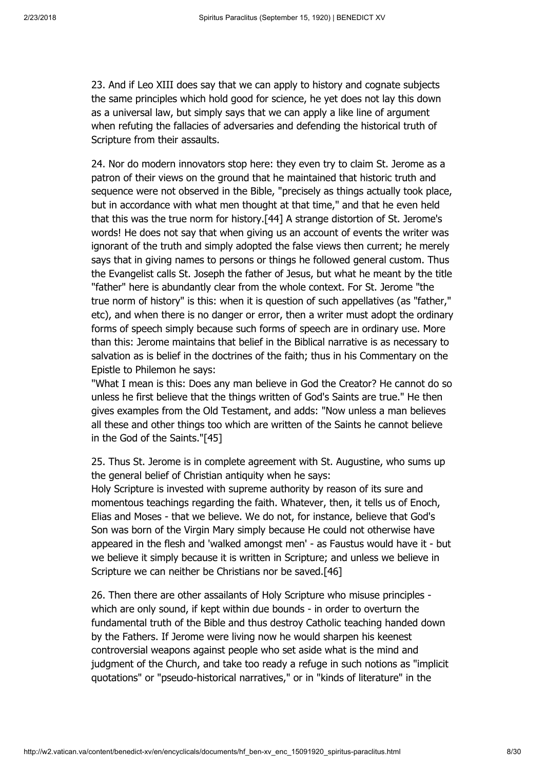23. And if Leo XIII does say that we can apply to history and cognate subjects the same principles which hold good for science, he yet does not lay this down as a universal law, but simply says that we can apply a like line of argument when refuting the fallacies of adversaries and defending the historical truth of Scripture from their assaults.

24. Nor do modern innovators stop here: they even try to claim St. Jerome as a patron of their views on the ground that he maintained that historic truth and sequence were not observed in the Bible, "precisely as things actually took place, but in accordance with what men thought at that time," and that he even held that this was the true norm for history.[44] A strange distortion of St. Jerome's words! He does not say that when giving us an account of events the writer was ignorant of the truth and simply adopted the false views then current; he merely says that in giving names to persons or things he followed general custom. Thus the Evangelist calls St. Joseph the father of Jesus, but what he meant by the title "father" here is abundantly clear from the whole context. For St. Jerome "the true norm of history" is this: when it is question of such appellatives (as "father," etc), and when there is no danger or error, then a writer must adopt the ordinary forms of speech simply because such forms of speech are in ordinary use. More than this: Jerome maintains that belief in the Biblical narrative is as necessary to salvation as is belief in the doctrines of the faith; thus in his Commentary on the Epistle to Philemon he says:
"What I mean is this: Does any man believe in God the Creator? He cannot do so unless he first believe that the things written of God's Saints are true." He then gives examples from the Old Testament, and adds: "Now unless a man believes all these and other things too which are written of the Saints he cannot believe in the God of the Saints."[45]

25. Thus St. Jerome is in complete agreement with St. Augustine, who sums up the general belief of Christian antiquity when he says:
Holy Scripture is invested with supreme authority by reason of its sure and momentous teachings regarding the faith. Whatever, then, it tells us of Enoch, Elias and Moses - that we believe. We do not, for instance, believe that God's Son was born of the Virgin Mary simply because He could not otherwise have appeared in the flesh and 'walked amongst men' - as Faustus would have it - but we believe it simply because it is written in Scripture; and unless we believe in Scripture we can neither be Christians nor be saved.[46]

26. Then there are other assailants of Holy Scripture who misuse principles - which are only sound, if kept within due bounds - in order to overturn the fundamental truth of the Bible and thus destroy Catholic teaching handed down by the Fathers. If Jerome were living now he would sharpen his keenest controversial weapons against people who set aside what is the mind and judgment of the Church, and take too ready a refuge in such notions as "implicit quotations" or "pseudo-historical narratives," or in "kinds of literature" in the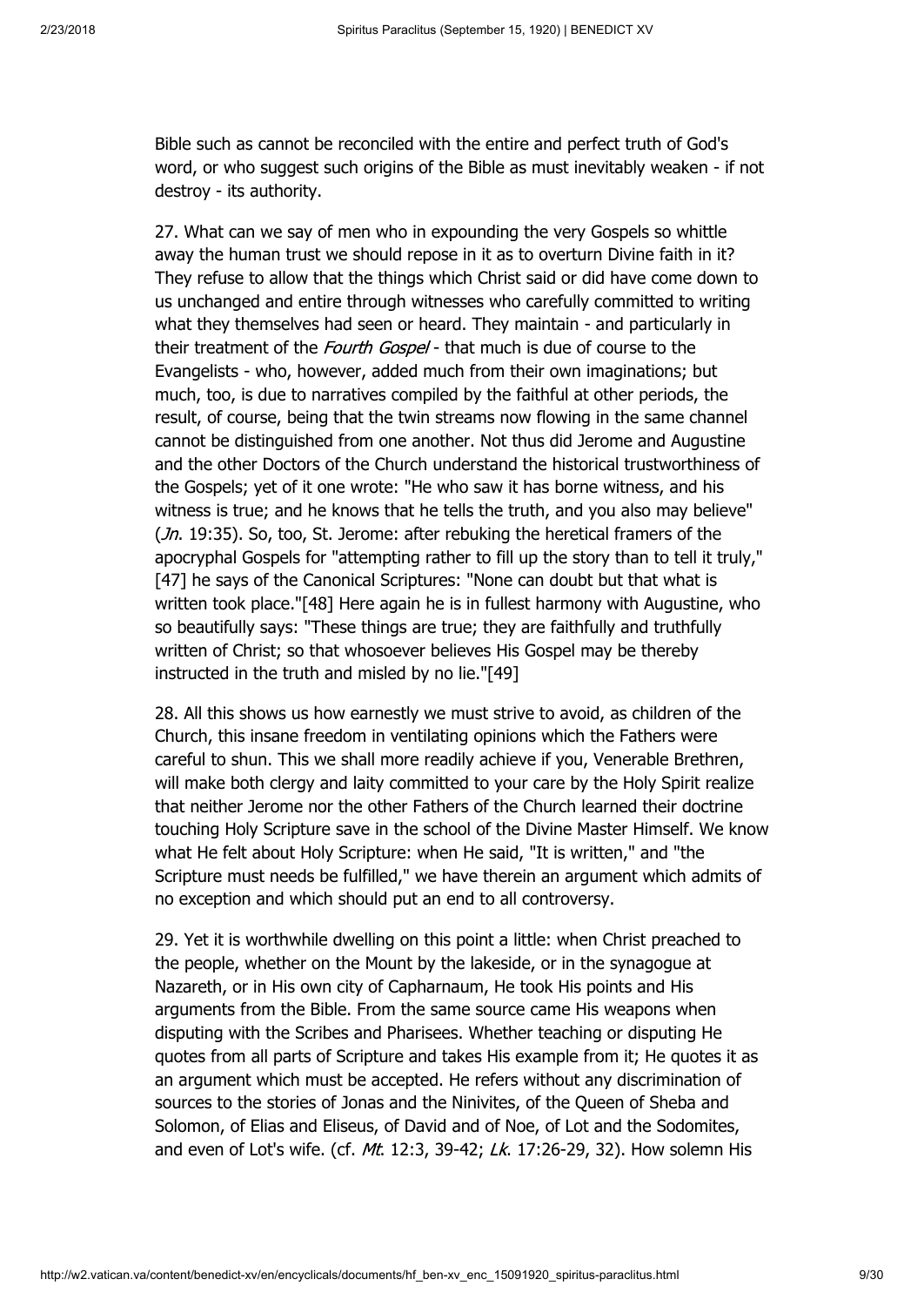Bible such as cannot be reconciled with the entire and perfect truth of God's word, or who suggest such origins of the Bible as must inevitably weaken - if not destroy - its authority.

27. What can we say of men who in expounding the very Gospels so whittle away the human trust we should repose in it as to overturn Divine faith in it? They refuse to allow that the things which Christ said or did have come down to us unchanged and entire through witnesses who carefully committed to writing what they themselves had seen or heard. They maintain - and particularly in their treatment of the *Fourth Gospel* - that much is due of course to the Evangelists - who, however, added much from their own imaginations; but much, too, is due to narratives compiled by the faithful at other periods, the result, of course, being that the twin streams now flowing in the same channel cannot be distinguished from one another. Not thus did Jerome and Augustine and the other Doctors of the Church understand the historical trustworthiness of the Gospels; yet of it one wrote: "He who saw it has borne witness, and his witness is true; and he knows that he tells the truth, and you also may believe" (*Jn*. 19:35). So, too, St. Jerome: after rebuking the heretical framers of the apocryphal Gospels for "attempting rather to fill up the story than to tell it truly," [47] he says of the Canonical Scriptures: "None can doubt but that what is written took place."[48] Here again he is in fullest harmony with Augustine, who so beautifully says: "These things are true; they are faithfully and truthfully written of Christ; so that whosoever believes His Gospel may be thereby instructed in the truth and misled by no lie."[49]

28. All this shows us how earnestly we must strive to avoid, as children of the Church, this insane freedom in ventilating opinions which the Fathers were careful to shun. This we shall more readily achieve if you, Venerable Brethren, will make both clergy and laity committed to your care by the Holy Spirit realize that neither Jerome nor the other Fathers of the Church learned their doctrine touching Holy Scripture save in the school of the Divine Master Himself. We know what He felt about Holy Scripture: when He said, "It is written," and "the Scripture must needs be fulfilled," we have therein an argument which admits of no exception and which should put an end to all controversy.

29. Yet it is worthwhile dwelling on this point a little: when Christ preached to the people, whether on the Mount by the lakeside, or in the synagogue at Nazareth, or in His own city of Capharnaum, He took His points and His arguments from the Bible. From the same source came His weapons when disputing with the Scribes and Pharisees. Whether teaching or disputing He quotes from all parts of Scripture and takes His example from it; He quotes it as an argument which must be accepted. He refers without any discrimination of sources to the stories of Jonas and the Ninivites, of the Queen of Sheba and Solomon, of Elias and Eliseus, of David and of Noe, of Lot and the Sodomites, and even of Lot's wife. (cf. *Mt*. 12:3, 39-42; *Lk*. 17:26-29, 32). How solemn His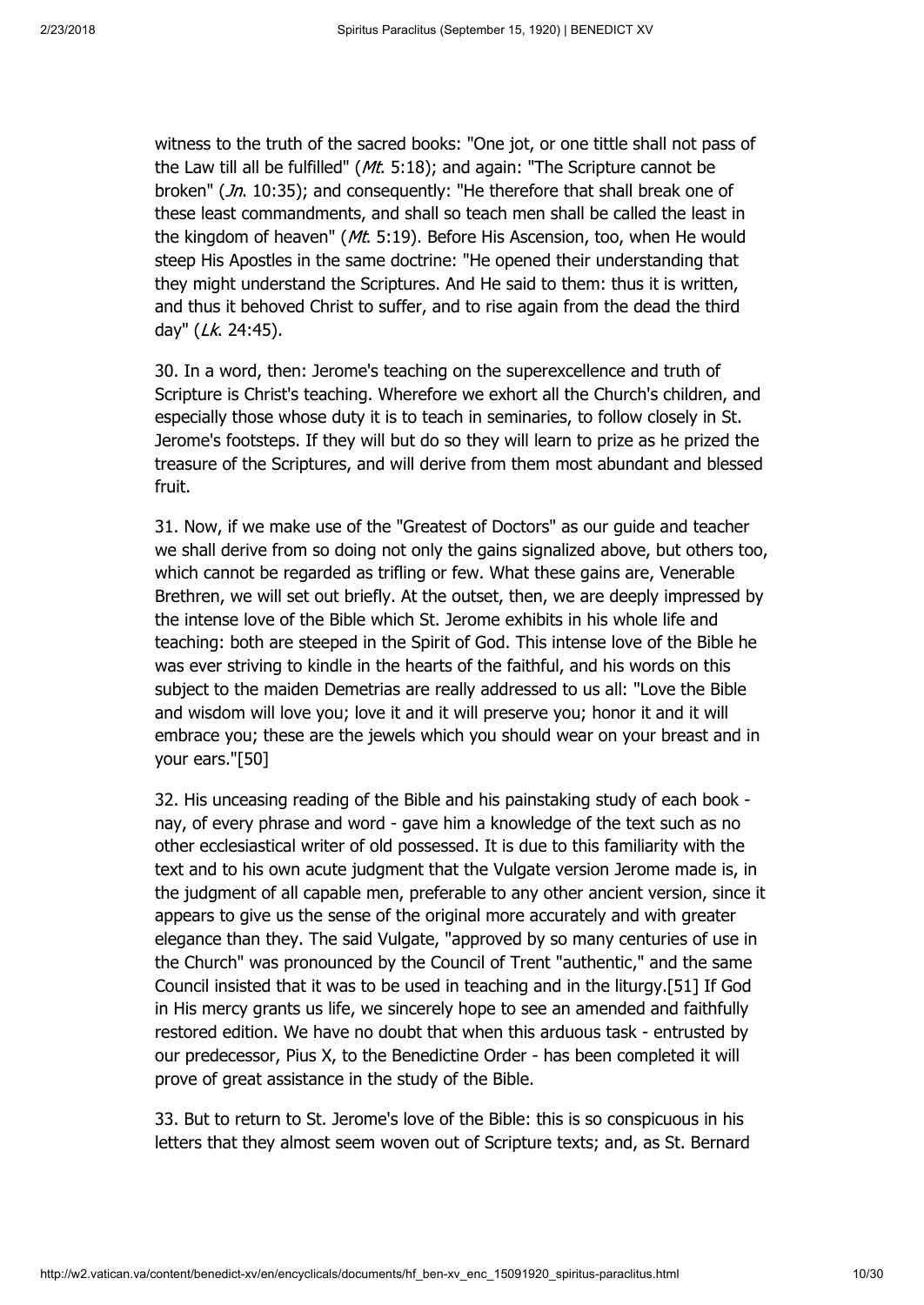witness to the truth of the sacred books: "One jot, or one tittle shall not pass of the Law till all be fulfilled" (*Mt.* 5:18); and again: "The Scripture cannot be broken" (*Jn.* 10:35); and consequently: "He therefore that shall break one of these least commandments, and shall so teach men shall be called the least in the kingdom of heaven" (*Mt.* 5:19). Before His Ascension, too, when He would steep His Apostles in the same doctrine: "He opened their understanding that they might understand the Scriptures. And He said to them: thus it is written, and thus it behoved Christ to suffer, and to rise again from the dead the third day" (*Lk.* 24:45).

30. In a word, then: Jerome's teaching on the superexcellence and truth of Scripture is Christ's teaching. Wherefore we exhort all the Church's children, and especially those whose duty it is to teach in seminaries, to follow closely in St. Jerome's footsteps. If they will but do so they will learn to prize as he prized the treasure of the Scriptures, and will derive from them most abundant and blessed fruit.

31. Now, if we make use of the "Greatest of Doctors" as our guide and teacher we shall derive from so doing not only the gains signalized above, but others too, which cannot be regarded as trifling or few. What these gains are, Venerable Brethren, we will set out briefly. At the outset, then, we are deeply impressed by the intense love of the Bible which St. Jerome exhibits in his whole life and teaching: both are steeped in the Spirit of God. This intense love of the Bible he was ever striving to kindle in the hearts of the faithful, and his words on this subject to the maiden Demetrias are really addressed to us all: "Love the Bible and wisdom will love you; love it and it will preserve you; honor it and it will embrace you; these are the jewels which you should wear on your breast and in your ears."[50]

32. His unceasing reading of the Bible and his painstaking study of each book - nay, of every phrase and word - gave him a knowledge of the text such as no other ecclesiastical writer of old possessed. It is due to this familiarity with the text and to his own acute judgment that the Vulgate version Jerome made is, in the judgment of all capable men, preferable to any other ancient version, since it appears to give us the sense of the original more accurately and with greater elegance than they. The said Vulgate, "approved by so many centuries of use in the Church" was pronounced by the Council of Trent "authentic," and the same Council insisted that it was to be used in teaching and in the liturgy.[51] If God in His mercy grants us life, we sincerely hope to see an amended and faithfully restored edition. We have no doubt that when this arduous task - entrusted by our predecessor, Pius X, to the Benedictine Order - has been completed it will prove of great assistance in the study of the Bible.

33. But to return to St. Jerome's love of the Bible: this is so conspicuous in his letters that they almost seem woven out of Scripture texts; and, as St. Bernard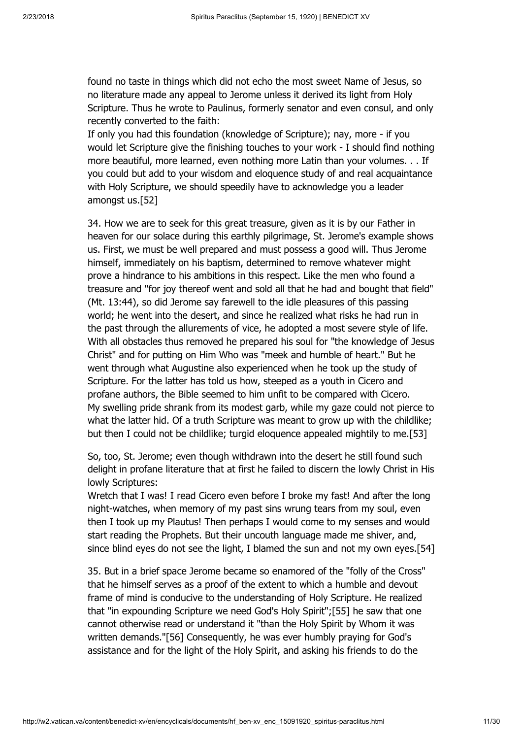found no taste in things which did not echo the most sweet Name of Jesus, so no literature made any appeal to Jerome unless it derived its light from Holy Scripture. Thus he wrote to Paulinus, formerly senator and even consul, and only recently converted to the faith:

If only you had this foundation (knowledge of Scripture); nay, more - if you would let Scripture give the finishing touches to your work - I should find nothing more beautiful, more learned, even nothing more Latin than your volumes. . . If you could but add to your wisdom and eloquence study of and real acquaintance with Holy Scripture, we should speedily have to acknowledge you a leader amongst us.[52]

34. How we are to seek for this great treasure, given as it is by our Father in heaven for our solace during this earthly pilgrimage, St. Jerome's example shows us. First, we must be well prepared and must possess a good will. Thus Jerome himself, immediately on his baptism, determined to remove whatever might prove a hindrance to his ambitions in this respect. Like the men who found a treasure and "for joy thereof went and sold all that he had and bought that field" (Mt. 13:44), so did Jerome say farewell to the idle pleasures of this passing world; he went into the desert, and since he realized what risks he had run in the past through the allurements of vice, he adopted a most severe style of life. With all obstacles thus removed he prepared his soul for "the knowledge of Jesus Christ" and for putting on Him Who was "meek and humble of heart." But he went through what Augustine also experienced when he took up the study of Scripture. For the latter has told us how, steeped as a youth in Cicero and profane authors, the Bible seemed to him unfit to be compared with Cicero.

My swelling pride shrank from its modest garb, while my gaze could not pierce to what the latter hid. Of a truth Scripture was meant to grow up with the childlike; but then I could not be childlike; turgid eloquence appealed mightily to me.[53]

So, too, St. Jerome; even though withdrawn into the desert he still found such delight in profane literature that at first he failed to discern the lowly Christ in His lowly Scriptures:

Wretch that I was! I read Cicero even before I broke my fast! And after the long night-watches, when memory of my past sins wrung tears from my soul, even then I took up my Plautus! Then perhaps I would come to my senses and would start reading the Prophets. But their uncouth language made me shiver, and, since blind eyes do not see the light, I blamed the sun and not my own eyes.[54]

35. But in a brief space Jerome became so enamored of the "folly of the Cross" that he himself serves as a proof of the extent to which a humble and devout frame of mind is conducive to the understanding of Holy Scripture. He realized that "in expounding Scripture we need God's Holy Spirit";[55] he saw that one cannot otherwise read or understand it "than the Holy Spirit by Whom it was written demands."[56] Consequently, he was ever humbly praying for God's assistance and for the light of the Holy Spirit, and asking his friends to do the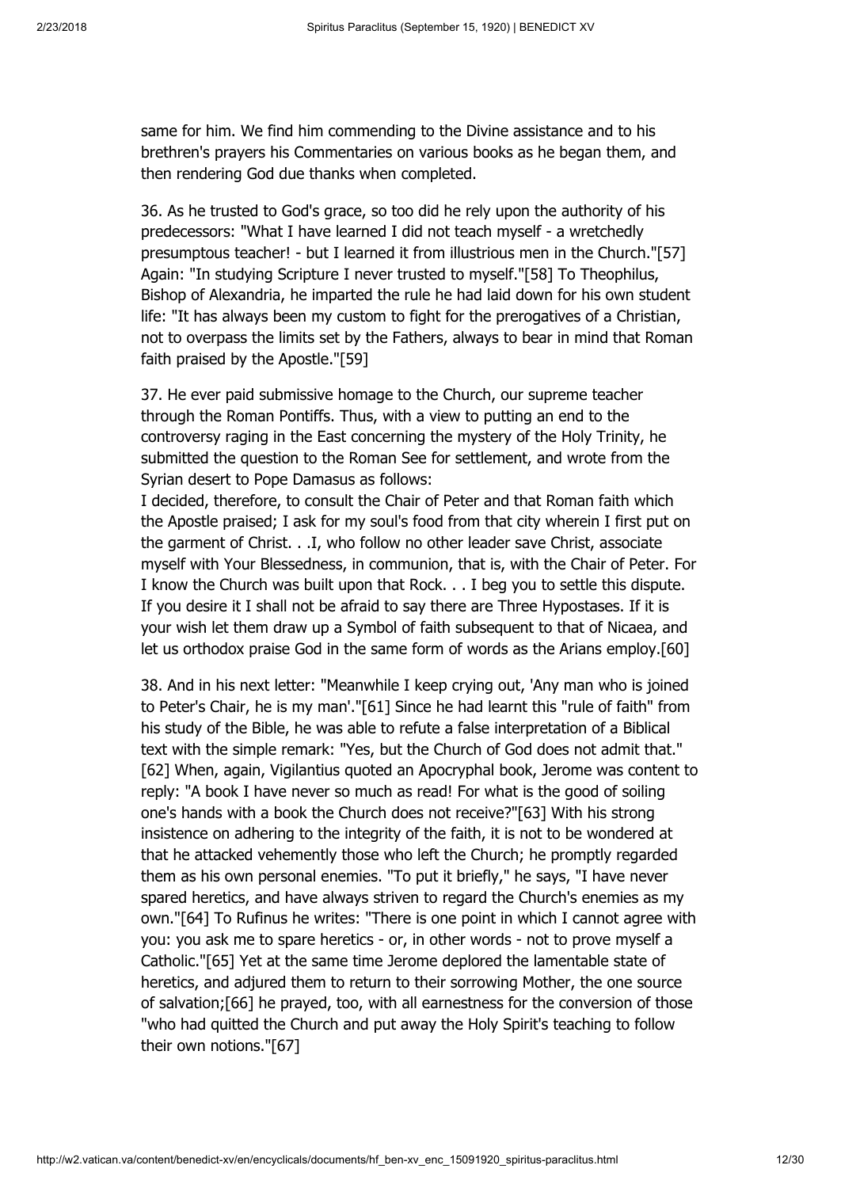same for him. We find him commending to the Divine assistance and to his brethren's prayers his Commentaries on various books as he began them, and then rendering God due thanks when completed.

36. As he trusted to God's grace, so too did he rely upon the authority of his predecessors: "What I have learned I did not teach myself - a wretchedly presumptous teacher! - but I learned it from illustrious men in the Church."[57] Again: "In studying Scripture I never trusted to myself."[58] To Theophilus, Bishop of Alexandria, he imparted the rule he had laid down for his own student life: "It has always been my custom to fight for the prerogatives of a Christian, not to overpass the limits set by the Fathers, always to bear in mind that Roman faith praised by the Apostle."[59]

37. He ever paid submissive homage to the Church, our supreme teacher through the Roman Pontiffs. Thus, with a view to putting an end to the controversy raging in the East concerning the mystery of the Holy Trinity, he submitted the question to the Roman See for settlement, and wrote from the Syrian desert to Pope Damasus as follows:

I decided, therefore, to consult the Chair of Peter and that Roman faith which the Apostle praised; I ask for my soul's food from that city wherein I first put on the garment of Christ. . .I, who follow no other leader save Christ, associate myself with Your Blessedness, in communion, that is, with the Chair of Peter. For I know the Church was built upon that Rock. . . I beg you to settle this dispute. If you desire it I shall not be afraid to say there are Three Hypostases. If it is your wish let them draw up a Symbol of faith subsequent to that of Nicaea, and let us orthodox praise God in the same form of words as the Arians employ.[60]

38. And in his next letter: "Meanwhile I keep crying out, 'Any man who is joined to Peter's Chair, he is my man'."[61] Since he had learnt this "rule of faith" from his study of the Bible, he was able to refute a false interpretation of a Biblical text with the simple remark: "Yes, but the Church of God does not admit that."[62] When, again, Vigilantius quoted an Apocryphal book, Jerome was content to reply: "A book I have never so much as read! For what is the good of soiling one's hands with a book the Church does not receive?"[63] With his strong insistence on adhering to the integrity of the faith, it is not to be wondered at that he attacked vehemently those who left the Church; he promptly regarded them as his own personal enemies. "To put it briefly," he says, "I have never spared heretics, and have always striven to regard the Church's enemies as my own."[64] To Rufinus he writes: "There is one point in which I cannot agree with you: you ask me to spare heretics - or, in other words - not to prove myself a Catholic."[65] Yet at the same time Jerome deplored the lamentable state of heretics, and adjured them to return to their sorrowing Mother, the one source of salvation;[66] he prayed, too, with all earnestness for the conversion of those "who had quitted the Church and put away the Holy Spirit's teaching to follow their own notions."[67]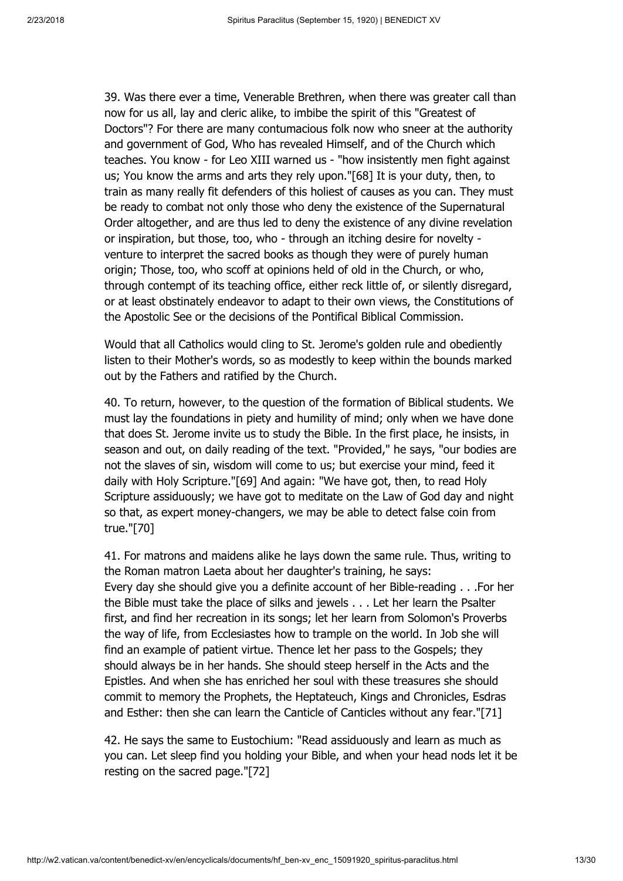39. Was there ever a time, Venerable Brethren, when there was greater call than now for us all, lay and cleric alike, to imbibe the spirit of this "Greatest of Doctors"? For there are many contumacious folk now who sneer at the authority and government of God, Who has revealed Himself, and of the Church which teaches. You know - for Leo XIII warned us - "how insistently men fight against us; You know the arms and arts they rely upon."[68] It is your duty, then, to train as many really fit defenders of this holiest of causes as you can. They must be ready to combat not only those who deny the existence of the Supernatural Order altogether, and are thus led to deny the existence of any divine revelation or inspiration, but those, too, who - through an itching desire for novelty - venture to interpret the sacred books as though they were of purely human origin; Those, too, who scoff at opinions held of old in the Church, or who, through contempt of its teaching office, either reck little of, or silently disregard, or at least obstinately endeavor to adapt to their own views, the Constitutions of the Apostolic See or the decisions of the Pontifical Biblical Commission.

Would that all Catholics would cling to St. Jerome's golden rule and obediently listen to their Mother's words, so as modestly to keep within the bounds marked out by the Fathers and ratified by the Church.

40. To return, however, to the question of the formation of Biblical students. We must lay the foundations in piety and humility of mind; only when we have done that does St. Jerome invite us to study the Bible. In the first place, he insists, in season and out, on daily reading of the text. "Provided," he says, "our bodies are not the slaves of sin, wisdom will come to us; but exercise your mind, feed it daily with Holy Scripture."[69] And again: "We have got, then, to read Holy Scripture assiduously; we have got to meditate on the Law of God day and night so that, as expert money-changers, we may be able to detect false coin from true."[70]

41. For matrons and maidens alike he lays down the same rule. Thus, writing to the Roman matron Laeta about her daughter's training, he says:
Every day she should give you a definite account of her Bible-reading . . .For her the Bible must take the place of silks and jewels . . . Let her learn the Psalter first, and find her recreation in its songs; let her learn from Solomon's Proverbs the way of life, from Ecclesiastes how to trample on the world. In Job she will find an example of patient virtue. Thence let her pass to the Gospels; they should always be in her hands. She should steep herself in the Acts and the Epistles. And when she has enriched her soul with these treasures she should commit to memory the Prophets, the Heptateuch, Kings and Chronicles, Esdras and Esther: then she can learn the Canticle of Canticles without any fear."[71]

42. He says the same to Eustochium: "Read assiduously and learn as much as you can. Let sleep find you holding your Bible, and when your head nods let it be resting on the sacred page."[72]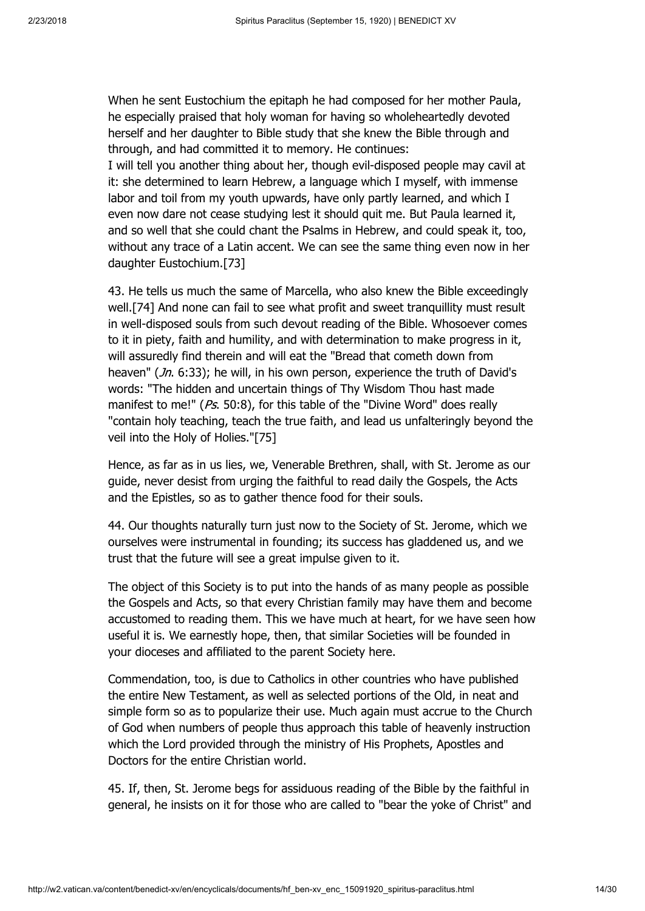When he sent Eustochium the epitaph he had composed for her mother Paula, he especially praised that holy woman for having so wholeheartedly devoted herself and her daughter to Bible study that she knew the Bible through and through, and had committed it to memory. He continues:

I will tell you another thing about her, though evil-disposed people may cavil at it: she determined to learn Hebrew, a language which I myself, with immense labor and toil from my youth upwards, have only partly learned, and which I even now dare not cease studying lest it should quit me. But Paula learned it, and so well that she could chant the Psalms in Hebrew, and could speak it, too, without any trace of a Latin accent. We can see the same thing even now in her daughter Eustochium.[73]

43. He tells us much the same of Marcella, who also knew the Bible exceedingly well.[74] And none can fail to see what profit and sweet tranquillity must result in well-disposed souls from such devout reading of the Bible. Whosoever comes to it in piety, faith and humility, and with determination to make progress in it, will assuredly find therein and will eat the "Bread that cometh down from heaven" (*Jn*. 6:33); he will, in his own person, experience the truth of David's words: "The hidden and uncertain things of Thy Wisdom Thou hast made manifest to me!" (*Ps*. 50:8), for this table of the "Divine Word" does really "contain holy teaching, teach the true faith, and lead us unfalteringly beyond the veil into the Holy of Holies."[75]

Hence, as far as in us lies, we, Venerable Brethren, shall, with St. Jerome as our guide, never desist from urging the faithful to read daily the Gospels, the Acts and the Epistles, so as to gather thence food for their souls.

44. Our thoughts naturally turn just now to the Society of St. Jerome, which we ourselves were instrumental in founding; its success has gladdened us, and we trust that the future will see a great impulse given to it.

The object of this Society is to put into the hands of as many people as possible the Gospels and Acts, so that every Christian family may have them and become accustomed to reading them. This we have much at heart, for we have seen how useful it is. We earnestly hope, then, that similar Societies will be founded in your dioceses and affiliated to the parent Society here.

Commendation, too, is due to Catholics in other countries who have published the entire New Testament, as well as selected portions of the Old, in neat and simple form so as to popularize their use. Much again must accrue to the Church of God when numbers of people thus approach this table of heavenly instruction which the Lord provided through the ministry of His Prophets, Apostles and Doctors for the entire Christian world.

45. If, then, St. Jerome begs for assiduous reading of the Bible by the faithful in general, he insists on it for those who are called to "bear the yoke of Christ" and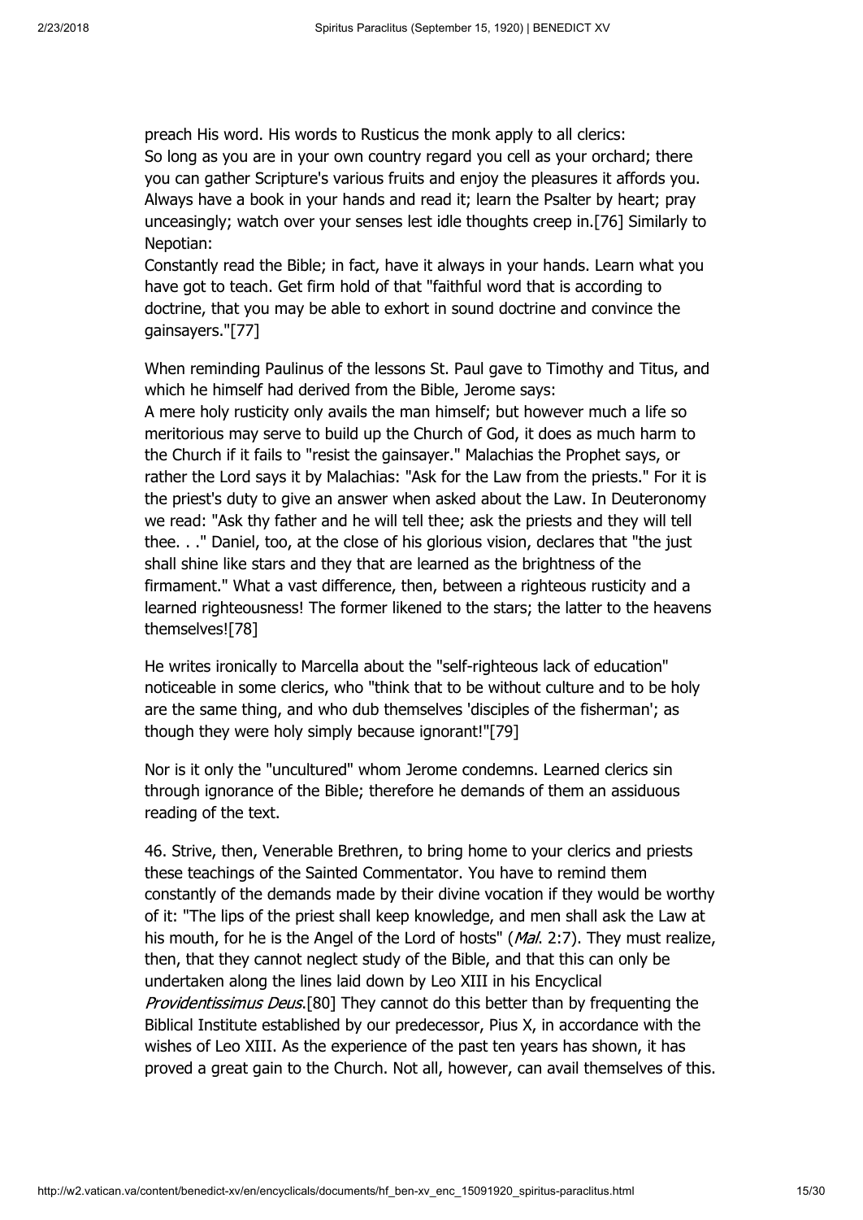preach His word. His words to Rusticus the monk apply to all clerics:

So long as you are in your own country regard you cell as your orchard; there you can gather Scripture's various fruits and enjoy the pleasures it affords you. Always have a book in your hands and read it; learn the Psalter by heart; pray unceasingly; watch over your senses lest idle thoughts creep in.[76] Similarly to Nepotian:

Constantly read the Bible; in fact, have it always in your hands. Learn what you have got to teach. Get firm hold of that "faithful word that is according to doctrine, that you may be able to exhort in sound doctrine and convince the gainsayers."[77]

When reminding Paulinus of the lessons St. Paul gave to Timothy and Titus, and which he himself had derived from the Bible, Jerome says:

A mere holy rusticity only avails the man himself; but however much a life so meritorious may serve to build up the Church of God, it does as much harm to the Church if it fails to "resist the gainsayer." Malachias the Prophet says, or rather the Lord says it by Malachias: "Ask for the Law from the priests." For it is the priest's duty to give an answer when asked about the Law. In Deuteronomy we read: "Ask thy father and he will tell thee; ask the priests and they will tell thee. . ." Daniel, too, at the close of his glorious vision, declares that "the just shall shine like stars and they that are learned as the brightness of the firmament." What a vast difference, then, between a righteous rusticity and a learned righteousness! The former likened to the stars; the latter to the heavens themselves![78]

He writes ironically to Marcella about the "self-righteous lack of education" noticeable in some clerics, who "think that to be without culture and to be holy are the same thing, and who dub themselves 'disciples of the fisherman'; as though they were holy simply because ignorant!"[79]

Nor is it only the "uncultured" whom Jerome condemns. Learned clerics sin through ignorance of the Bible; therefore he demands of them an assiduous reading of the text.

46. Strive, then, Venerable Brethren, to bring home to your clerics and priests these teachings of the Sainted Commentator. You have to remind them constantly of the demands made by their divine vocation if they would be worthy of it: "The lips of the priest shall keep knowledge, and men shall ask the Law at his mouth, for he is the Angel of the Lord of hosts" (*Mal*. 2:7). They must realize, then, that they cannot neglect study of the Bible, and that this can only be undertaken along the lines laid down by Leo XIII in his Encyclical *Providentissimus Deus*.[80] They cannot do this better than by frequenting the Biblical Institute established by our predecessor, Pius X, in accordance with the wishes of Leo XIII. As the experience of the past ten years has shown, it has proved a great gain to the Church. Not all, however, can avail themselves of this.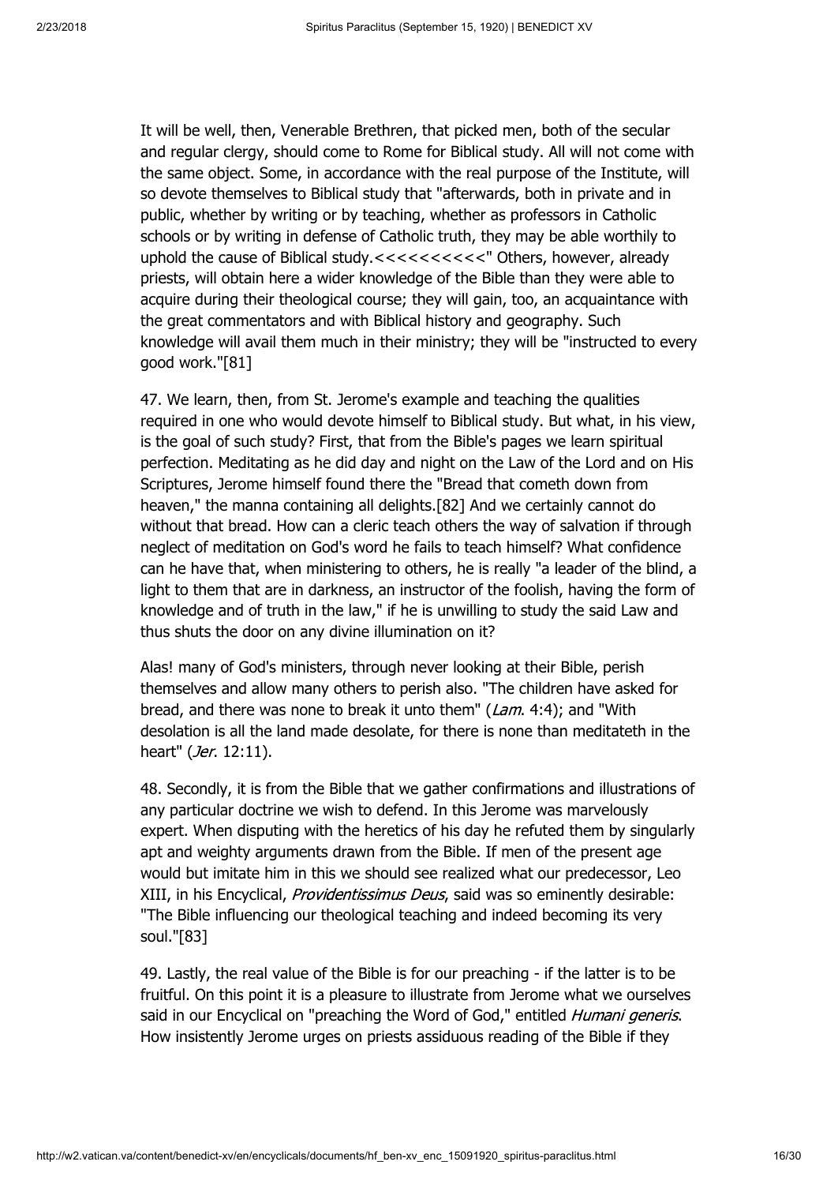It will be well, then, Venerable Brethren, that picked men, both of the secular and regular clergy, should come to Rome for Biblical study. All will not come with the same object. Some, in accordance with the real purpose of the Institute, will so devote themselves to Biblical study that "afterwards, both in private and in public, whether by writing or by teaching, whether as professors in Catholic schools or by writing in defense of Catholic truth, they may be able worthily to uphold the cause of Biblical study.<<<<<<<<<<" Others, however, already priests, will obtain here a wider knowledge of the Bible than they were able to acquire during their theological course; they will gain, too, an acquaintance with the great commentators and with Biblical history and geography. Such knowledge will avail them much in their ministry; they will be "instructed to every good work."[81]

47. We learn, then, from St. Jerome's example and teaching the qualities required in one who would devote himself to Biblical study. But what, in his view, is the goal of such study? First, that from the Bible's pages we learn spiritual perfection. Meditating as he did day and night on the Law of the Lord and on His Scriptures, Jerome himself found there the "Bread that cometh down from heaven," the manna containing all delights.[82] And we certainly cannot do without that bread. How can a cleric teach others the way of salvation if through neglect of meditation on God's word he fails to teach himself? What confidence can he have that, when ministering to others, he is really "a leader of the blind, a light to them that are in darkness, an instructor of the foolish, having the form of knowledge and of truth in the law," if he is unwilling to study the said Law and thus shuts the door on any divine illumination on it?

Alas! many of God's ministers, through never looking at their Bible, perish themselves and allow many others to perish also. "The children have asked for bread, and there was none to break it unto them" (*Lam*. 4:4); and "With desolation is all the land made desolate, for there is none than meditateth in the heart" (*Jer*. 12:11).

48. Secondly, it is from the Bible that we gather confirmations and illustrations of any particular doctrine we wish to defend. In this Jerome was marvelously expert. When disputing with the heretics of his day he refuted them by singularly apt and weighty arguments drawn from the Bible. If men of the present age would but imitate him in this we should see realized what our predecessor, Leo XIII, in his Encyclical, *Providentissimus Deus*, said was so eminently desirable: "The Bible influencing our theological teaching and indeed becoming its very soul."[83]

49. Lastly, the real value of the Bible is for our preaching - if the latter is to be fruitful. On this point it is a pleasure to illustrate from Jerome what we ourselves said in our Encyclical on "preaching the Word of God," entitled *Humani generis*. How insistently Jerome urges on priests assiduous reading of the Bible if they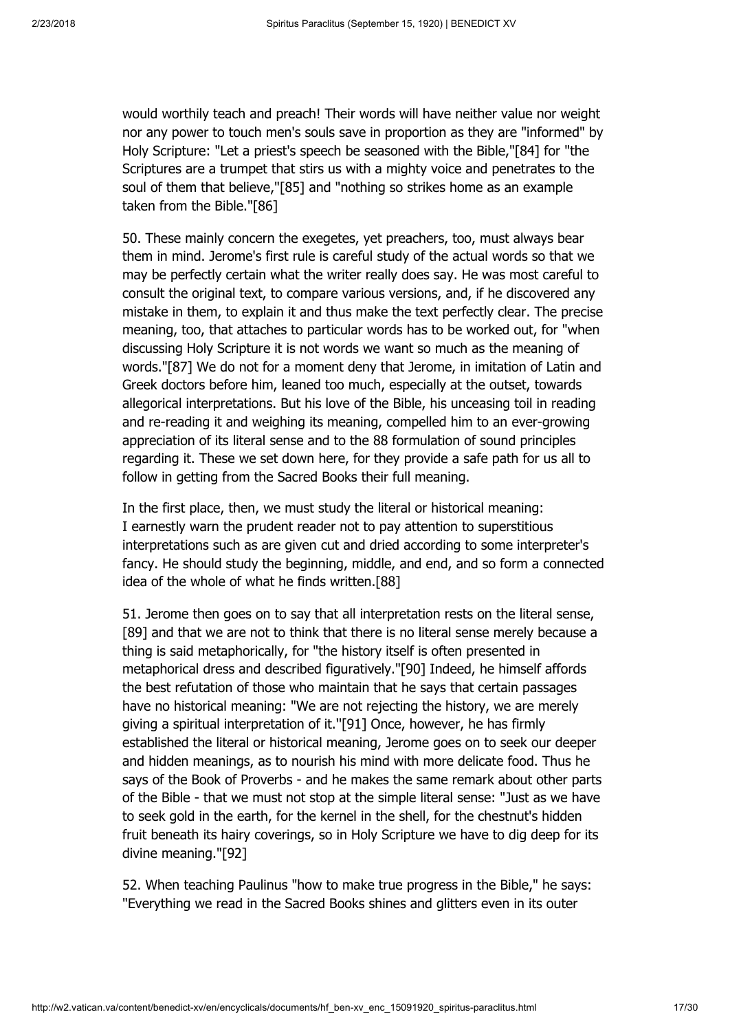would worthily teach and preach! Their words will have neither value nor weight nor any power to touch men's souls save in proportion as they are "informed" by Holy Scripture: "Let a priest's speech be seasoned with the Bible,"[84] for "the Scriptures are a trumpet that stirs us with a mighty voice and penetrates to the soul of them that believe,"[85] and "nothing so strikes home as an example taken from the Bible."[86]

50. These mainly concern the exegetes, yet preachers, too, must always bear them in mind. Jerome's first rule is careful study of the actual words so that we may be perfectly certain what the writer really does say. He was most careful to consult the original text, to compare various versions, and, if he discovered any mistake in them, to explain it and thus make the text perfectly clear. The precise meaning, too, that attaches to particular words has to be worked out, for "when discussing Holy Scripture it is not words we want so much as the meaning of words."[87] We do not for a moment deny that Jerome, in imitation of Latin and Greek doctors before him, leaned too much, especially at the outset, towards allegorical interpretations. But his love of the Bible, his unceasing toil in reading and re-reading it and weighing its meaning, compelled him to an ever-growing appreciation of its literal sense and to the 88 formulation of sound principles regarding it. These we set down here, for they provide a safe path for us all to follow in getting from the Sacred Books their full meaning.

In the first place, then, we must study the literal or historical meaning:
I earnestly warn the prudent reader not to pay attention to superstitious interpretations such as are given cut and dried according to some interpreter's fancy. He should study the beginning, middle, and end, and so form a connected idea of the whole of what he finds written.[88]

51. Jerome then goes on to say that all interpretation rests on the literal sense, [89] and that we are not to think that there is no literal sense merely because a thing is said metaphorically, for "the history itself is often presented in metaphorical dress and described figuratively."[90] Indeed, he himself affords the best refutation of those who maintain that he says that certain passages have no historical meaning: "We are not rejecting the history, we are merely giving a spiritual interpretation of it."[91] Once, however, he has firmly established the literal or historical meaning, Jerome goes on to seek our deeper and hidden meanings, as to nourish his mind with more delicate food. Thus he says of the Book of Proverbs - and he makes the same remark about other parts of the Bible - that we must not stop at the simple literal sense: "Just as we have to seek gold in the earth, for the kernel in the shell, for the chestnut's hidden fruit beneath its hairy coverings, so in Holy Scripture we have to dig deep for its divine meaning."[92]

52. When teaching Paulinus "how to make true progress in the Bible," he says: "Everything we read in the Sacred Books shines and glitters even in its outer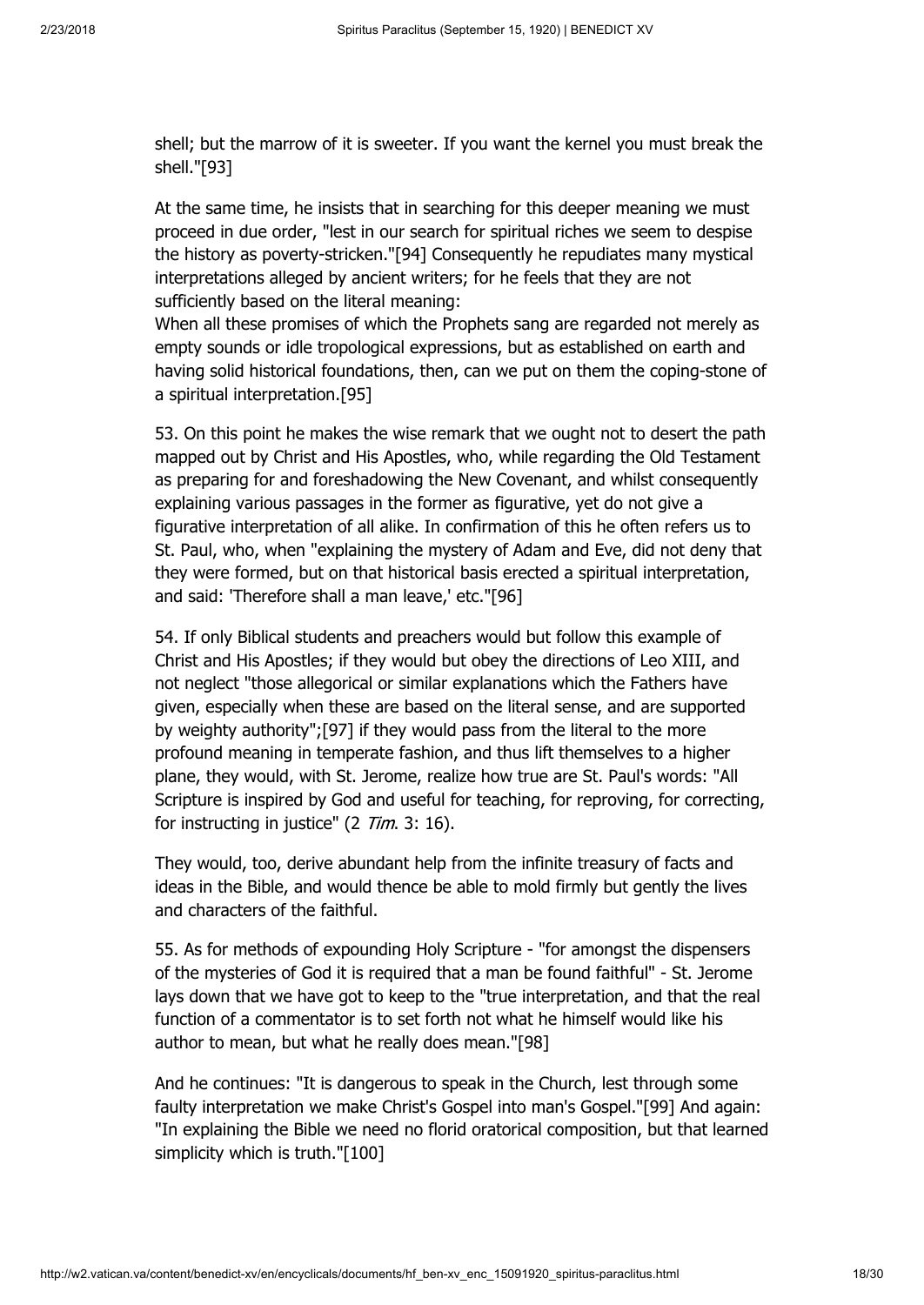shell; but the marrow of it is sweeter. If you want the kernel you must break the shell."[93]

At the same time, he insists that in searching for this deeper meaning we must proceed in due order, "lest in our search for spiritual riches we seem to despise the history as poverty-stricken."[94] Consequently he repudiates many mystical interpretations alleged by ancient writers; for he feels that they are not sufficiently based on the literal meaning:

When all these promises of which the Prophets sang are regarded not merely as empty sounds or idle tropological expressions, but as established on earth and having solid historical foundations, then, can we put on them the coping-stone of a spiritual interpretation.[95]

53. On this point he makes the wise remark that we ought not to desert the path mapped out by Christ and His Apostles, who, while regarding the Old Testament as preparing for and foreshadowing the New Covenant, and whilst consequently explaining various passages in the former as figurative, yet do not give a figurative interpretation of all alike. In confirmation of this he often refers us to St. Paul, who, when "explaining the mystery of Adam and Eve, did not deny that they were formed, but on that historical basis erected a spiritual interpretation, and said: 'Therefore shall a man leave,' etc."[96]

54. If only Biblical students and preachers would but follow this example of Christ and His Apostles; if they would but obey the directions of Leo XIII, and not neglect "those allegorical or similar explanations which the Fathers have given, especially when these are based on the literal sense, and are supported by weighty authority";[97] if they would pass from the literal to the more profound meaning in temperate fashion, and thus lift themselves to a higher plane, they would, with St. Jerome, realize how true are St. Paul's words: "All Scripture is inspired by God and useful for teaching, for reproving, for correcting, for instructing in justice" (2 *Tim*. 3: 16).

They would, too, derive abundant help from the infinite treasury of facts and ideas in the Bible, and would thence be able to mold firmly but gently the lives and characters of the faithful.

55. As for methods of expounding Holy Scripture - "for amongst the dispensers of the mysteries of God it is required that a man be found faithful" - St. Jerome lays down that we have got to keep to the "true interpretation, and that the real function of a commentator is to set forth not what he himself would like his author to mean, but what he really does mean."[98]

And he continues: "It is dangerous to speak in the Church, lest through some faulty interpretation we make Christ's Gospel into man's Gospel."[99] And again: "In explaining the Bible we need no florid oratorical composition, but that learned simplicity which is truth."[100]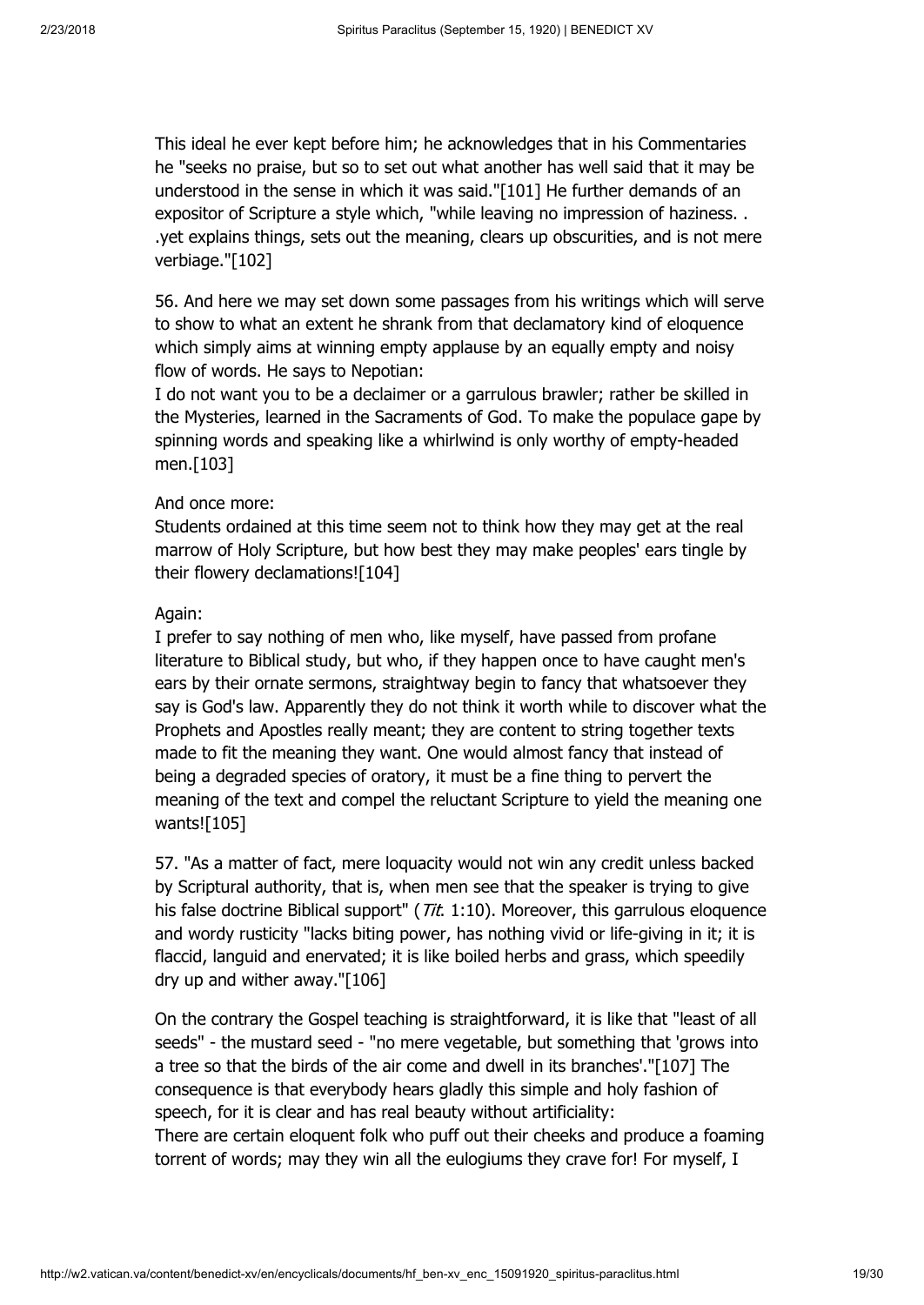This ideal he ever kept before him; he acknowledges that in his Commentaries he "seeks no praise, but so to set out what another has well said that it may be understood in the sense in which it was said."[101] He further demands of an expositor of Scripture a style which, "while leaving no impression of haziness. . .yet explains things, sets out the meaning, clears up obscurities, and is not mere verbiage."[102]

56. And here we may set down some passages from his writings which will serve to show to what an extent he shrank from that declamatory kind of eloquence which simply aims at winning empty applause by an equally empty and noisy flow of words. He says to Nepotian:

I do not want you to be a declaimer or a garrulous brawler; rather be skilled in the Mysteries, learned in the Sacraments of God. To make the populace gape by spinning words and speaking like a whirlwind is only worthy of empty-headed men.[103]

And once more:

Students ordained at this time seem not to think how they may get at the real marrow of Holy Scripture, but how best they may make peoples' ears tingle by their flowery declamations![104]

Again:

I prefer to say nothing of men who, like myself, have passed from profane literature to Biblical study, but who, if they happen once to have caught men's ears by their ornate sermons, straightway begin to fancy that whatsoever they say is God's law. Apparently they do not think it worth while to discover what the Prophets and Apostles really meant; they are content to string together texts made to fit the meaning they want. One would almost fancy that instead of being a degraded species of oratory, it must be a fine thing to pervert the meaning of the text and compel the reluctant Scripture to yield the meaning one wants![105]

57. "As a matter of fact, mere loquacity would not win any credit unless backed by Scriptural authority, that is, when men see that the speaker is trying to give his false doctrine Biblical support" (*Tit.* 1:10). Moreover, this garrulous eloquence and wordy rusticity "lacks biting power, has nothing vivid or life-giving in it; it is flaccid, languid and enervated; it is like boiled herbs and grass, which speedily dry up and wither away."[106]

On the contrary the Gospel teaching is straightforward, it is like that "least of all seeds" - the mustard seed - "no mere vegetable, but something that 'grows into a tree so that the birds of the air come and dwell in its branches'."[107] The consequence is that everybody hears gladly this simple and holy fashion of speech, for it is clear and has real beauty without artificiality:

There are certain eloquent folk who puff out their cheeks and produce a foaming torrent of words; may they win all the eulogiums they crave for! For myself, I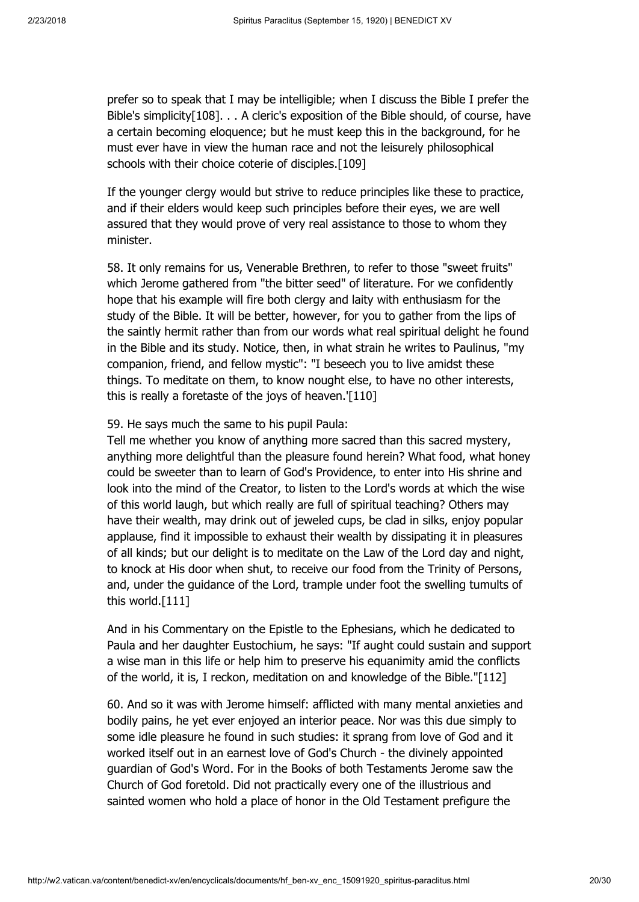prefer so to speak that I may be intelligible; when I discuss the Bible I prefer the Bible's simplicity[108]. . . A cleric's exposition of the Bible should, of course, have a certain becoming eloquence; but he must keep this in the background, for he must ever have in view the human race and not the leisurely philosophical schools with their choice coterie of disciples.[109]

If the younger clergy would but strive to reduce principles like these to practice, and if their elders would keep such principles before their eyes, we are well assured that they would prove of very real assistance to those to whom they minister.

58. It only remains for us, Venerable Brethren, to refer to those "sweet fruits" which Jerome gathered from "the bitter seed" of literature. For we confidently hope that his example will fire both clergy and laity with enthusiasm for the study of the Bible. It will be better, however, for you to gather from the lips of the saintly hermit rather than from our words what real spiritual delight he found in the Bible and its study. Notice, then, in what strain he writes to Paulinus, "my companion, friend, and fellow mystic": "I beseech you to live amidst these things. To meditate on them, to know nought else, to have no other interests, this is really a foretaste of the joys of heaven.'[110]

59. He says much the same to his pupil Paula:
Tell me whether you know of anything more sacred than this sacred mystery, anything more delightful than the pleasure found herein? What food, what honey could be sweeter than to learn of God's Providence, to enter into His shrine and look into the mind of the Creator, to listen to the Lord's words at which the wise of this world laugh, but which really are full of spiritual teaching? Others may have their wealth, may drink out of jeweled cups, be clad in silks, enjoy popular applause, find it impossible to exhaust their wealth by dissipating it in pleasures of all kinds; but our delight is to meditate on the Law of the Lord day and night, to knock at His door when shut, to receive our food from the Trinity of Persons, and, under the guidance of the Lord, trample under foot the swelling tumults of this world.[111]

And in his Commentary on the Epistle to the Ephesians, which he dedicated to Paula and her daughter Eustochium, he says: "If aught could sustain and support a wise man in this life or help him to preserve his equanimity amid the conflicts of the world, it is, I reckon, meditation on and knowledge of the Bible."[112]

60. And so it was with Jerome himself: afflicted with many mental anxieties and bodily pains, he yet ever enjoyed an interior peace. Nor was this due simply to some idle pleasure he found in such studies: it sprang from love of God and it worked itself out in an earnest love of God's Church - the divinely appointed guardian of God's Word. For in the Books of both Testaments Jerome saw the Church of God foretold. Did not practically every one of the illustrious and sainted women who hold a place of honor in the Old Testament prefigure the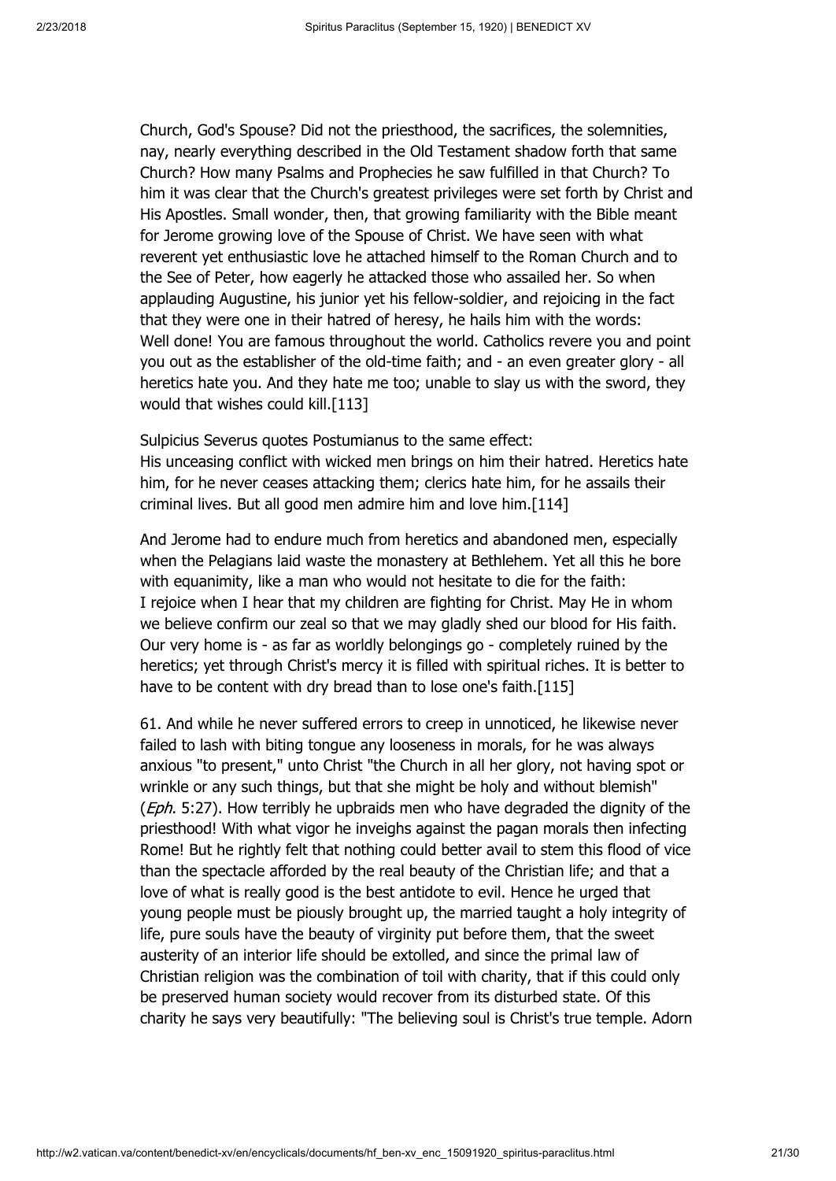Church, God's Spouse? Did not the priesthood, the sacrifices, the solemnities, nay, nearly everything described in the Old Testament shadow forth that same Church? How many Psalms and Prophecies he saw fulfilled in that Church? To him it was clear that the Church's greatest privileges were set forth by Christ and His Apostles. Small wonder, then, that growing familiarity with the Bible meant for Jerome growing love of the Spouse of Christ. We have seen with what reverent yet enthusiastic love he attached himself to the Roman Church and to the See of Peter, how eagerly he attacked those who assailed her. So when applauding Augustine, his junior yet his fellow-soldier, and rejoicing in the fact that they were one in their hatred of heresy, he hails him with the words:
Well done! You are famous throughout the world. Catholics revere you and point you out as the establisher of the old-time faith; and - an even greater glory - all heretics hate you. And they hate me too; unable to slay us with the sword, they would that wishes could kill.[113]

Sulpicius Severus quotes Postumianus to the same effect:
His unceasing conflict with wicked men brings on him their hatred. Heretics hate him, for he never ceases attacking them; clerics hate him, for he assails their criminal lives. But all good men admire him and love him.[114]

And Jerome had to endure much from heretics and abandoned men, especially when the Pelagians laid waste the monastery at Bethlehem. Yet all this he bore with equanimity, like a man who would not hesitate to die for the faith:
I rejoice when I hear that my children are fighting for Christ. May He in whom we believe confirm our zeal so that we may gladly shed our blood for His faith. Our very home is - as far as worldly belongings go - completely ruined by the heretics; yet through Christ's mercy it is filled with spiritual riches. It is better to have to be content with dry bread than to lose one's faith.[115]

61. And while he never suffered errors to creep in unnoticed, he likewise never failed to lash with biting tongue any looseness in morals, for he was always anxious "to present," unto Christ "the Church in all her glory, not having spot or wrinkle or any such things, but that she might be holy and without blemish" (*Eph*. 5:27). How terribly he upbraids men who have degraded the dignity of the priesthood! With what vigor he inveighs against the pagan morals then infecting Rome! But he rightly felt that nothing could better avail to stem this flood of vice than the spectacle afforded by the real beauty of the Christian life; and that a love of what is really good is the best antidote to evil. Hence he urged that young people must be piously brought up, the married taught a holy integrity of life, pure souls have the beauty of virginity put before them, that the sweet austerity of an interior life should be extolled, and since the primal law of Christian religion was the combination of toil with charity, that if this could only be preserved human society would recover from its disturbed state. Of this charity he says very beautifully: "The believing soul is Christ's true temple. Adorn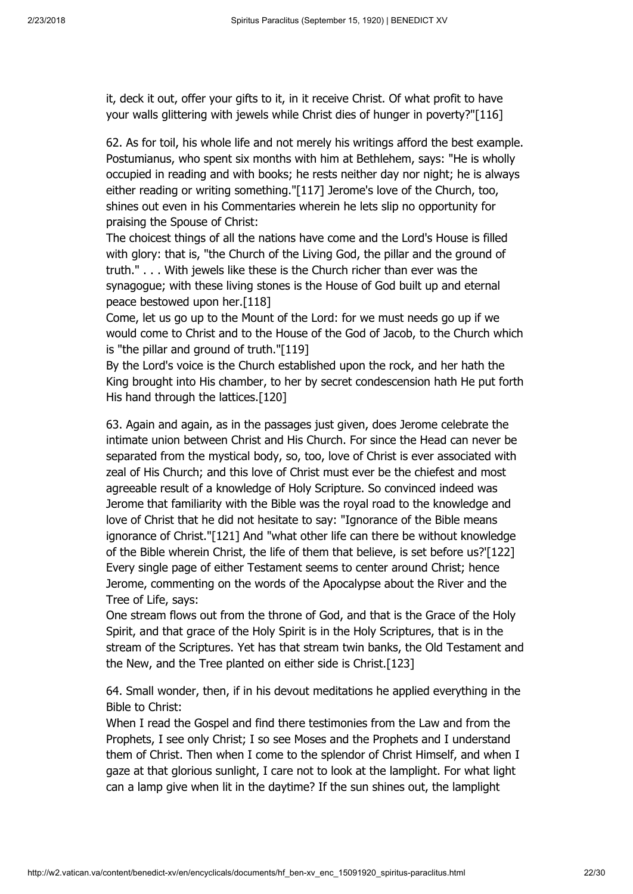it, deck it out, offer your gifts to it, in it receive Christ. Of what profit to have your walls glittering with jewels while Christ dies of hunger in poverty?"[116]

62. As for toil, his whole life and not merely his writings afford the best example. Postumianus, who spent six months with him at Bethlehem, says: "He is wholly occupied in reading and with books; he rests neither day nor night; he is always either reading or writing something."[117] Jerome's love of the Church, too, shines out even in his Commentaries wherein he lets slip no opportunity for praising the Spouse of Christ:

The choicest things of all the nations have come and the Lord's House is filled with glory: that is, "the Church of the Living God, the pillar and the ground of truth." . . . With jewels like these is the Church richer than ever was the synagogue; with these living stones is the House of God built up and eternal peace bestowed upon her.[118]

Come, let us go up to the Mount of the Lord: for we must needs go up if we would come to Christ and to the House of the God of Jacob, to the Church which is "the pillar and ground of truth."[119]

By the Lord's voice is the Church established upon the rock, and her hath the King brought into His chamber, to her by secret condescension hath He put forth His hand through the lattices.[120]

63. Again and again, as in the passages just given, does Jerome celebrate the intimate union between Christ and His Church. For since the Head can never be separated from the mystical body, so, too, love of Christ is ever associated with zeal of His Church; and this love of Christ must ever be the chiefest and most agreeable result of a knowledge of Holy Scripture. So convinced indeed was Jerome that familiarity with the Bible was the royal road to the knowledge and love of Christ that he did not hesitate to say: "Ignorance of the Bible means ignorance of Christ."[121] And "what other life can there be without knowledge of the Bible wherein Christ, the life of them that believe, is set before us?'[122] Every single page of either Testament seems to center around Christ; hence Jerome, commenting on the words of the Apocalypse about the River and the Tree of Life, says:

One stream flows out from the throne of God, and that is the Grace of the Holy Spirit, and that grace of the Holy Spirit is in the Holy Scriptures, that is in the stream of the Scriptures. Yet has that stream twin banks, the Old Testament and the New, and the Tree planted on either side is Christ.[123]

64. Small wonder, then, if in his devout meditations he applied everything in the Bible to Christ:

When I read the Gospel and find there testimonies from the Law and from the Prophets, I see only Christ; I so see Moses and the Prophets and I understand them of Christ. Then when I come to the splendor of Christ Himself, and when I gaze at that glorious sunlight, I care not to look at the lamplight. For what light can a lamp give when lit in the daytime? If the sun shines out, the lamplight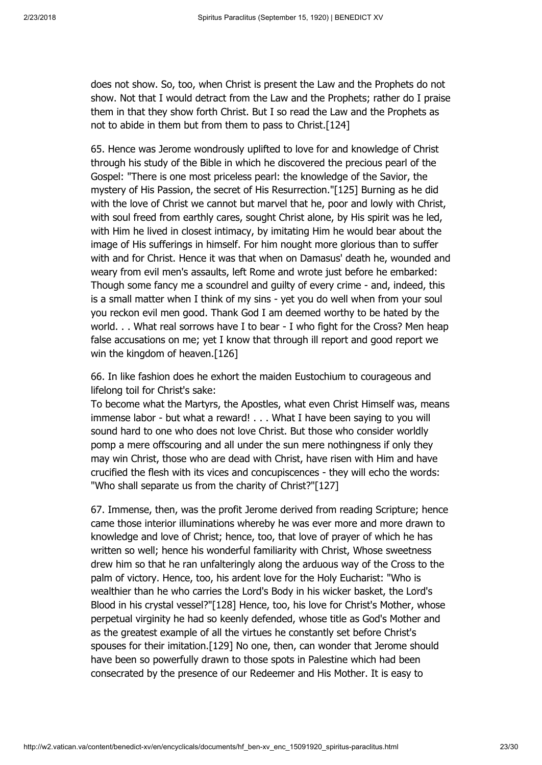does not show. So, too, when Christ is present the Law and the Prophets do not show. Not that I would detract from the Law and the Prophets; rather do I praise them in that they show forth Christ. But I so read the Law and the Prophets as not to abide in them but from them to pass to Christ.[124]

65. Hence was Jerome wondrously uplifted to love for and knowledge of Christ through his study of the Bible in which he discovered the precious pearl of the Gospel: "There is one most priceless pearl: the knowledge of the Savior, the mystery of His Passion, the secret of His Resurrection."[125] Burning as he did with the love of Christ we cannot but marvel that he, poor and lowly with Christ, with soul freed from earthly cares, sought Christ alone, by His spirit was he led, with Him he lived in closest intimacy, by imitating Him he would bear about the image of His sufferings in himself. For him nought more glorious than to suffer with and for Christ. Hence it was that when on Damasus' death he, wounded and weary from evil men's assaults, left Rome and wrote just before he embarked:
Though some fancy me a scoundrel and guilty of every crime - and, indeed, this is a small matter when I think of my sins - yet you do well when from your soul you reckon evil men good. Thank God I am deemed worthy to be hated by the world. . . What real sorrows have I to bear - I who fight for the Cross? Men heap false accusations on me; yet I know that through ill report and good report we win the kingdom of heaven.[126]

66. In like fashion does he exhort the maiden Eustochium to courageous and lifelong toil for Christ's sake:
To become what the Martyrs, the Apostles, what even Christ Himself was, means immense labor - but what a reward! . . . What I have been saying to you will sound hard to one who does not love Christ. But those who consider worldly pomp a mere offscouring and all under the sun mere nothingness if only they may win Christ, those who are dead with Christ, have risen with Him and have crucified the flesh with its vices and concupiscences - they will echo the words: "Who shall separate us from the charity of Christ?"[127]

67. Immense, then, was the profit Jerome derived from reading Scripture; hence came those interior illuminations whereby he was ever more and more drawn to knowledge and love of Christ; hence, too, that love of prayer of which he has written so well; hence his wonderful familiarity with Christ, Whose sweetness drew him so that he ran unfalteringly along the arduous way of the Cross to the palm of victory. Hence, too, his ardent love for the Holy Eucharist: "Who is wealthier than he who carries the Lord's Body in his wicker basket, the Lord's Blood in his crystal vessel?"[128] Hence, too, his love for Christ's Mother, whose perpetual virginity he had so keenly defended, whose title as God's Mother and as the greatest example of all the virtues he constantly set before Christ's spouses for their imitation.[129] No one, then, can wonder that Jerome should have been so powerfully drawn to those spots in Palestine which had been consecrated by the presence of our Redeemer and His Mother. It is easy to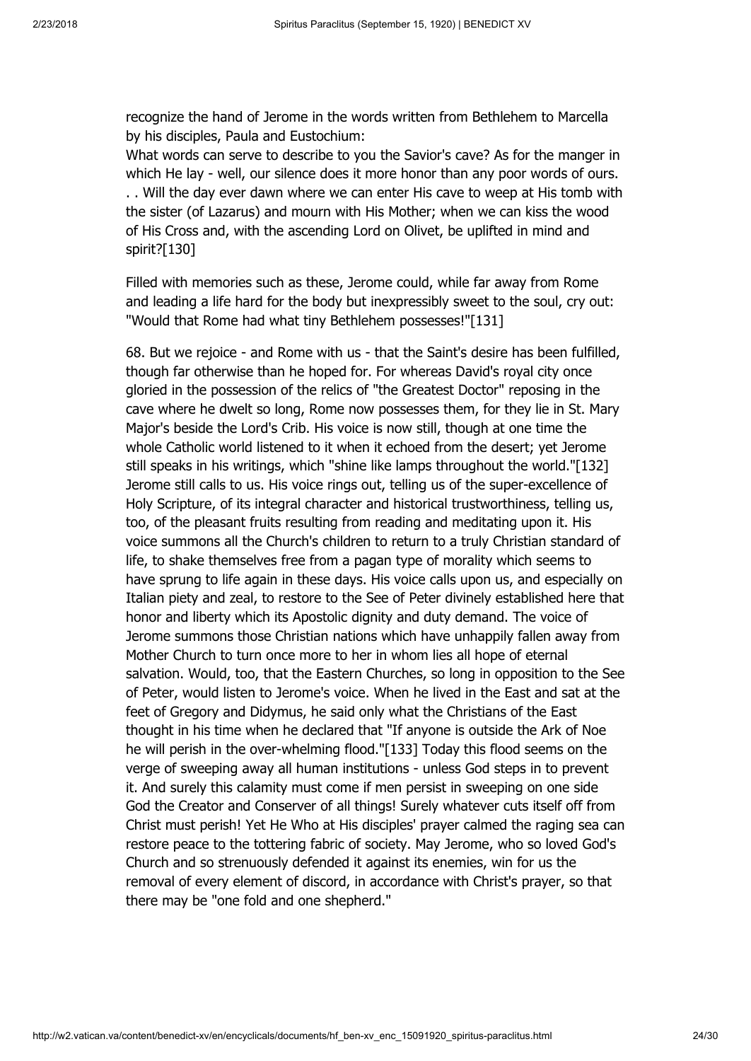recognize the hand of Jerome in the words written from Bethlehem to Marcella by his disciples, Paula and Eustochium:

What words can serve to describe to you the Savior's cave? As for the manger in which He lay - well, our silence does it more honor than any poor words of ours. . . Will the day ever dawn where we can enter His cave to weep at His tomb with the sister (of Lazarus) and mourn with His Mother; when we can kiss the wood of His Cross and, with the ascending Lord on Olivet, be uplifted in mind and spirit?[130]

Filled with memories such as these, Jerome could, while far away from Rome and leading a life hard for the body but inexpressibly sweet to the soul, cry out: "Would that Rome had what tiny Bethlehem possesses!"[131]

68. But we rejoice - and Rome with us - that the Saint's desire has been fulfilled, though far otherwise than he hoped for. For whereas David's royal city once gloried in the possession of the relics of "the Greatest Doctor" reposing in the cave where he dwelt so long, Rome now possesses them, for they lie in St. Mary Major's beside the Lord's Crib. His voice is now still, though at one time the whole Catholic world listened to it when it echoed from the desert; yet Jerome still speaks in his writings, which "shine like lamps throughout the world."[132] Jerome still calls to us. His voice rings out, telling us of the super-excellence of Holy Scripture, of its integral character and historical trustworthiness, telling us, too, of the pleasant fruits resulting from reading and meditating upon it. His voice summons all the Church's children to return to a truly Christian standard of life, to shake themselves free from a pagan type of morality which seems to have sprung to life again in these days. His voice calls upon us, and especially on Italian piety and zeal, to restore to the See of Peter divinely established here that honor and liberty which its Apostolic dignity and duty demand. The voice of Jerome summons those Christian nations which have unhappily fallen away from Mother Church to turn once more to her in whom lies all hope of eternal salvation. Would, too, that the Eastern Churches, so long in opposition to the See of Peter, would listen to Jerome's voice. When he lived in the East and sat at the feet of Gregory and Didymus, he said only what the Christians of the East thought in his time when he declared that "If anyone is outside the Ark of Noe he will perish in the over-whelming flood."[133] Today this flood seems on the verge of sweeping away all human institutions - unless God steps in to prevent it. And surely this calamity must come if men persist in sweeping on one side God the Creator and Conserver of all things! Surely whatever cuts itself off from Christ must perish! Yet He Who at His disciples' prayer calmed the raging sea can restore peace to the tottering fabric of society. May Jerome, who so loved God's Church and so strenuously defended it against its enemies, win for us the removal of every element of discord, in accordance with Christ's prayer, so that there may be "one fold and one shepherd."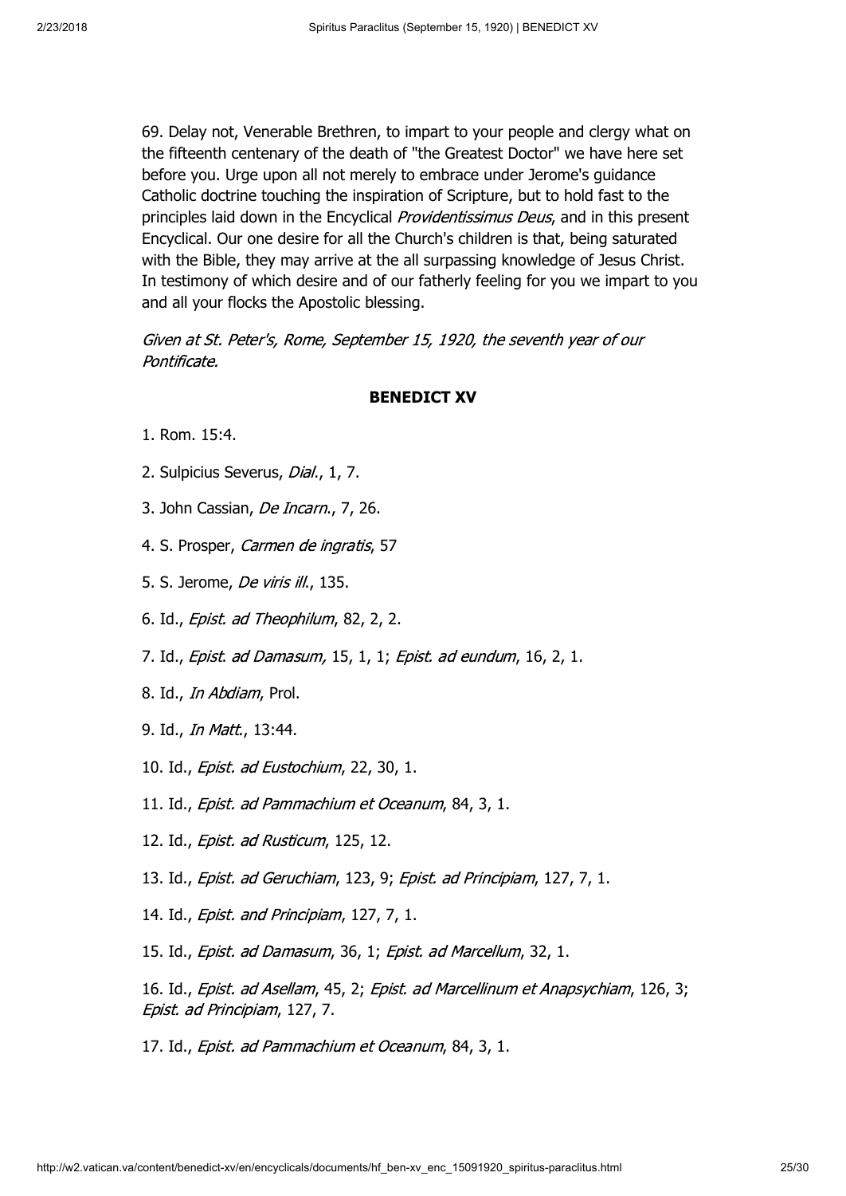69. Delay not, Venerable Brethren, to impart to your people and clergy what on the fifteenth centenary of the death of "the Greatest Doctor" we have here set before you. Urge upon all not merely to embrace under Jerome's guidance Catholic doctrine touching the inspiration of Scripture, but to hold fast to the principles laid down in the Encyclical *Providentissimus Deus*, and in this present Encyclical. Our one desire for all the Church's children is that, being saturated with the Bible, they may arrive at the all surpassing knowledge of Jesus Christ. In testimony of which desire and of our fatherly feeling for you we impart to you and all your flocks the Apostolic blessing.

*Given at St. Peter's, Rome, September 15, 1920, the seventh year of our Pontificate.*

**BENEDICT XV**

1. Rom. 15:4.

2. Sulpicius Severus, *Dial.*, 1, 7.

3. John Cassian, *De Incarn.*, 7, 26.

4. S. Prosper, *Carmen de ingratis*, 57

5. S. Jerome, *De viris ill.*, 135.

6. Id., *Epist. ad Theophilum*, 82, 2, 2.

7. Id., *Epist. ad Damasum,* 15, 1, 1; *Epist. ad eundum*, 16, 2, 1.

8. Id., *In Abdiam*, Prol.

9. Id., *In Matt.*, 13:44.

10. Id., *Epist. ad Eustochium*, 22, 30, 1.

11. Id., *Epist. ad Pammachium et Oceanum*, 84, 3, 1.

12. Id., *Epist. ad Rusticum*, 125, 12.

13. Id., *Epist. ad Geruchiam*, 123, 9; *Epist. ad Principiam*, 127, 7, 1.

14. Id., *Epist. and Principiam*, 127, 7, 1.

15. Id., *Epist. ad Damasum*, 36, 1; *Epist. ad Marcellum*, 32, 1.

16. Id., *Epist. ad Asellam*, 45, 2; *Epist. ad Marcellinum et Anapsychiam*, 126, 3; *Epist. ad Principiam*, 127, 7.

17. Id., *Epist. ad Pammachium et Oceanum*, 84, 3, 1.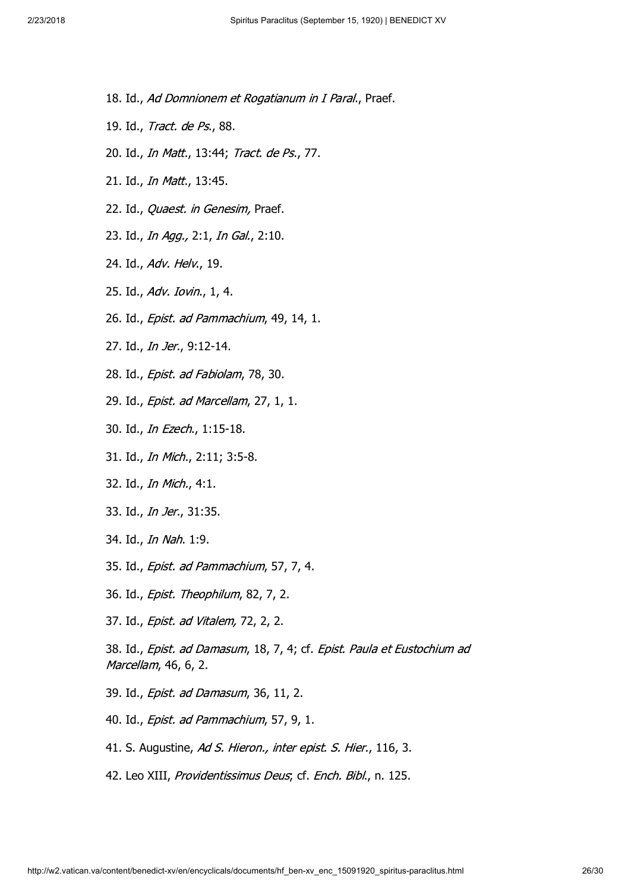18. Id., *Ad Domnionem et Rogatianum in I Paral.*, Praef.

19. Id., *Tract. de Ps.*, 88.

20. Id., *In Matt.*, 13:44; *Tract. de Ps.*, 77.

21. Id., *In Matt.*, 13:45.

22. Id., *Quaest. in Genesim,* Praef.

23. Id., *In Agg.,* 2:1, *In Gal.*, 2:10.

24. Id., *Adv. Helv.*, 19.

25. Id., *Adv. Iovin.*, 1, 4.

26. Id., *Epist. ad Pammachium*, 49, 14, 1.

27. Id., *In Jer.*, 9:12-14.

28. Id., *Epist. ad Fabiolam*, 78, 30.

29. Id., *Epist. ad Marcellam*, 27, 1, 1.

30. Id., *In Ezech.*, 1:15-18.

31. Id., *In Mich.*, 2:11; 3:5-8.

32. Id., *In Mich.*, 4:1.

33. Id., *In Jer.*, 31:35.

34. Id., *In Nah*. 1:9.

35. Id., *Epist. ad Pammachium*, 57, 7, 4.

36. Id., *Epist. Theophilum*, 82, 7, 2.

37. Id., *Epist. ad Vitalem,* 72, 2, 2.

38. Id., *Epist. ad Damasum*, 18, 7, 4; cf. *Epist. Paula et Eustochium ad Marcellam*, 46, 6, 2.

39. Id., *Epist. ad Damasum*, 36, 11, 2.

40. Id., *Epist. ad Pammachium*, 57, 9, 1.

41. S. Augustine, *Ad S. Hieron., inter epist. S. Hier.*, 116, 3.

42. Leo XIII, *Providentissimus Deus*; cf. *Ench. Bibl.*, n. 125.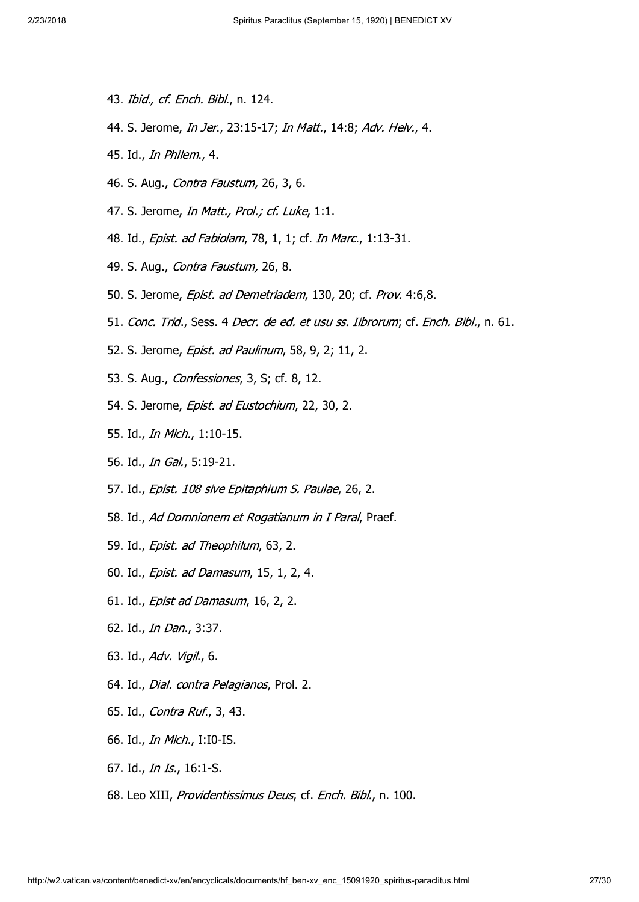43. *Ibid., cf. Ench. Bibl.*, n. 124.

44. S. Jerome, *In Jer.*, 23:15-17; *In Matt.*, 14:8; *Adv. Helv.*, 4.

45. Id., *In Philem.*, 4.

46. S. Aug., *Contra Faustum,* 26, 3, 6.

47. S. Jerome, *In Matt., Prol.; cf. Luke*, 1:1.

48. Id., *Epist. ad Fabiolam*, 78, 1, 1; cf. *In Marc.*, 1:13-31.

49. S. Aug., *Contra Faustum,* 26, 8.

50. S. Jerome, *Epist. ad Demetriadem*, 130, 20; cf. *Prov.* 4:6,8.

51. *Conc. Trid.*, Sess. 4 *Decr. de ed. et usu ss. Iibrorum*; cf. *Ench. Bibl.*, n. 61.

52. S. Jerome, *Epist. ad Paulinum*, 58, 9, 2; 11, 2.

53. S. Aug., *Confessiones*, 3, S; cf. 8, 12.

54. S. Jerome, *Epist. ad Eustochium*, 22, 30, 2.

55. Id., *In Mich.*, 1:10-15.

56. Id., *In Gal.*, 5:19-21.

57. Id., *Epist. 108 sive Epitaphium S. Paulae*, 26, 2.

58. Id., *Ad Domnionem et Rogatianum in I Paral*, Praef.

59. Id., *Epist. ad Theophilum*, 63, 2.

60. Id., *Epist. ad Damasum*, 15, 1, 2, 4.

61. Id., *Epist ad Damasum*, 16, 2, 2.

62. Id., *In Dan.*, 3:37.

63. Id., *Adv. Vigil.*, 6.

64. Id., *Dial. contra Pelagianos*, Prol. 2.

65. Id., *Contra Ruf.*, 3, 43.

66. Id., *In Mich.*, I:I0-IS.

67. Id., *In Is.*, 16:1-S.

68. Leo XIII, *Providentissimus Deus*; cf. *Ench. Bibl.*, n. 100.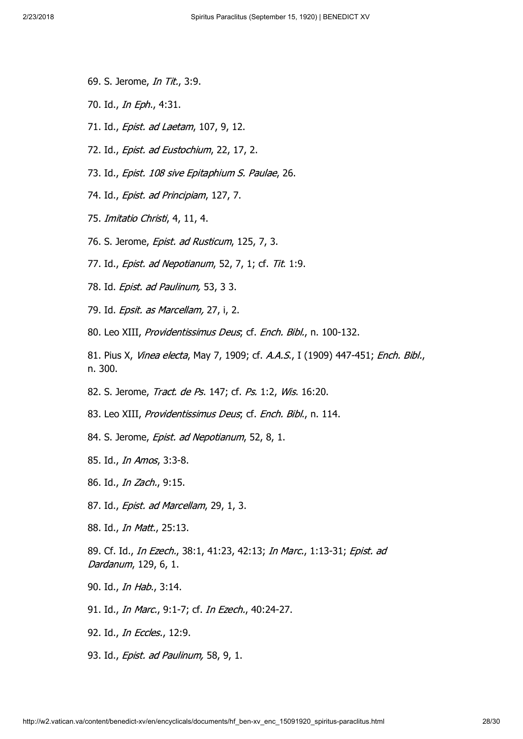69. S. Jerome, *In Tit.*, 3:9.

70. Id., *In Eph.*, 4:31.

71. Id., *Epist. ad Laetam*, 107, 9, 12.

72. Id., *Epist. ad Eustochium*, 22, 17, 2.

73. Id., *Epist. 108 sive Epitaphium S. Paulae*, 26.

74. Id., *Epist. ad Principiam*, 127, 7.

75. *Imitatio Christi*, 4, 11, 4.

76. S. Jerome, *Epist. ad Rusticum*, 125, 7, 3.

77. Id., *Epist. ad Nepotianum*, 52, 7, 1; cf. *Tit.* 1:9.

78. Id. *Epist. ad Paulinum,* 53, 3 3.

79. Id. *Epsit. as Marcellam,* 27, i, 2.

80. Leo XIII, *Providentissimus Deus*; cf. *Ench. Bibl.*, n. 100-132.

81. Pius X, *Vinea electa*, May 7, 1909; cf. *A.A.S.*, I (1909) 447-451; *Ench. Bibl.*, n. 300.

82. S. Jerome, *Tract. de Ps.* 147; cf. *Ps.* 1:2, *Wis.* 16:20.

83. Leo XIII, *Providentissimus Deus*; cf. *Ench. Bibl.*, n. 114.

84. S. Jerome, *Epist. ad Nepotianum*, 52, 8, 1.

85. Id., *In Amos*, 3:3-8.

86. Id., *In Zach.*, 9:15.

87. Id., *Epist. ad Marcellam*, 29, 1, 3.

88. Id., *In Matt.*, 25:13.

89. Cf. Id., *In Ezech.*, 38:1, 41:23, 42:13; *In Marc.*, 1:13-31; *Epist. ad Dardanum*, 129, 6, 1.

90. Id., *In Hab.*, 3:14.

91. Id., *In Marc.*, 9:1-7; cf. *In Ezech.*, 40:24-27.

92. Id., *In Eccles.*, 12:9.

93. Id., *Epist. ad Paulinum,* 58, 9, 1.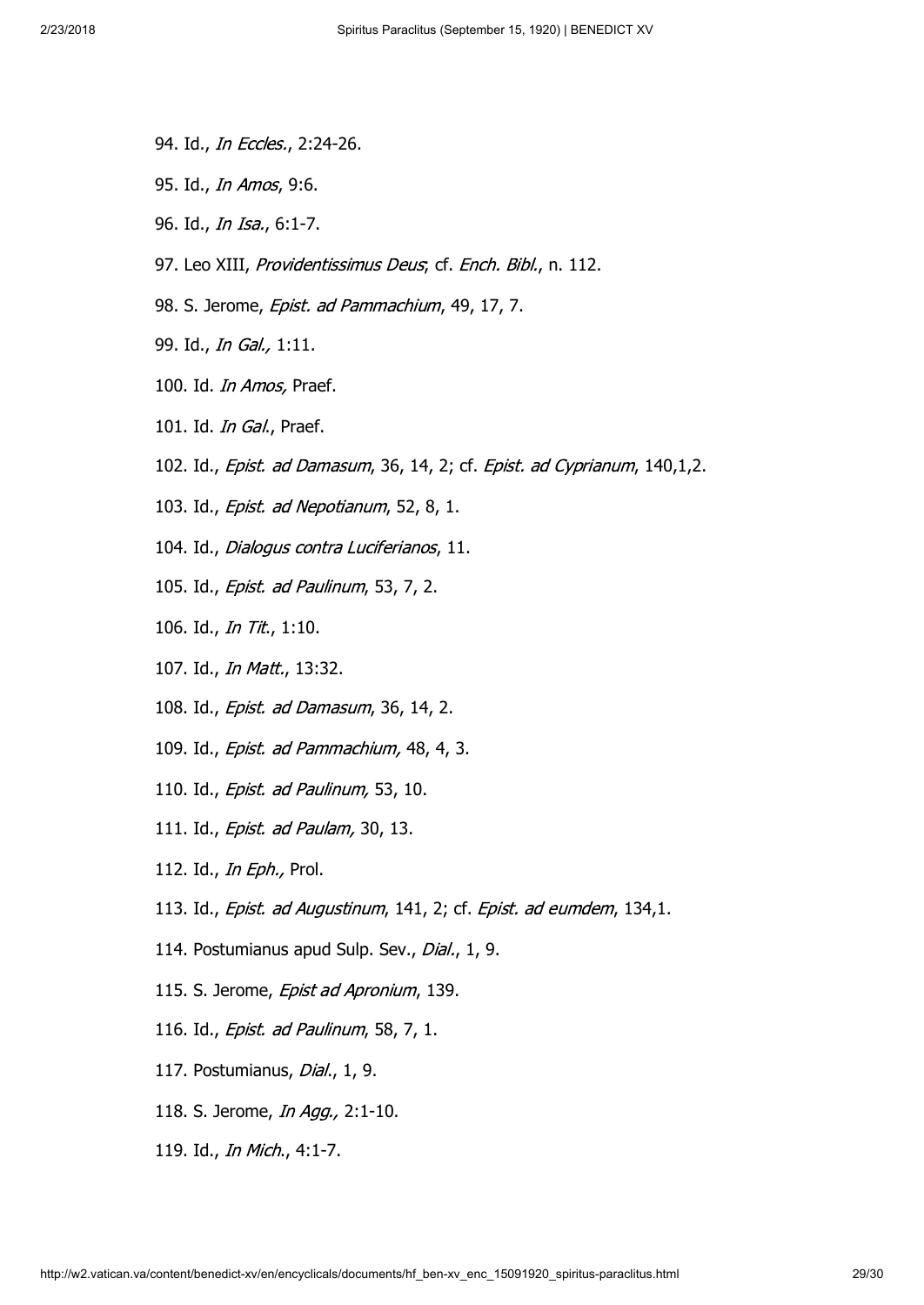94. Id., *In Eccles.*, 2:24-26.

95. Id., *In Amos*, 9:6.

96. Id., *In Isa.*, 6:1-7.

97. Leo XIII, *Providentissimus Deus*; cf. *Ench. Bibl.*, n. 112.

98. S. Jerome, *Epist. ad Pammachium*, 49, 17, 7.

99. Id., *In Gal.,* 1:11.

100. Id. *In Amos,* Praef.

101. Id. *In Gal.*, Praef.

102. Id., *Epist. ad Damasum*, 36, 14, 2; cf. *Epist. ad Cyprianum*, 140,1,2.

103. Id., *Epist. ad Nepotianum*, 52, 8, 1.

104. Id., *Dialogus contra Luciferianos*, 11.

105. Id., *Epist. ad Paulinum*, 53, 7, 2.

106. Id., *In Tit.*, 1:10.

107. Id., *In Matt.*, 13:32.

108. Id., *Epist. ad Damasum*, 36, 14, 2.

109. Id., *Epist. ad Pammachium,* 48, 4, 3.

110. Id., *Epist. ad Paulinum,* 53, 10.

111. Id., *Epist. ad Paulam,* 30, 13.

112. Id., *In Eph.,* Prol.

113. Id., *Epist. ad Augustinum*, 141, 2; cf. *Epist. ad eumdem*, 134,1.

114. Postumianus apud Sulp. Sev., *Dial.*, 1, 9.

115. S. Jerome, *Epist ad Apronium*, 139.

116. Id., *Epist. ad Paulinum*, 58, 7, 1.

117. Postumianus, *Dial.*, 1, 9.

118. S. Jerome, *In Agg.,* 2:1-10.

119. Id., *In Mich.*, 4:1-7.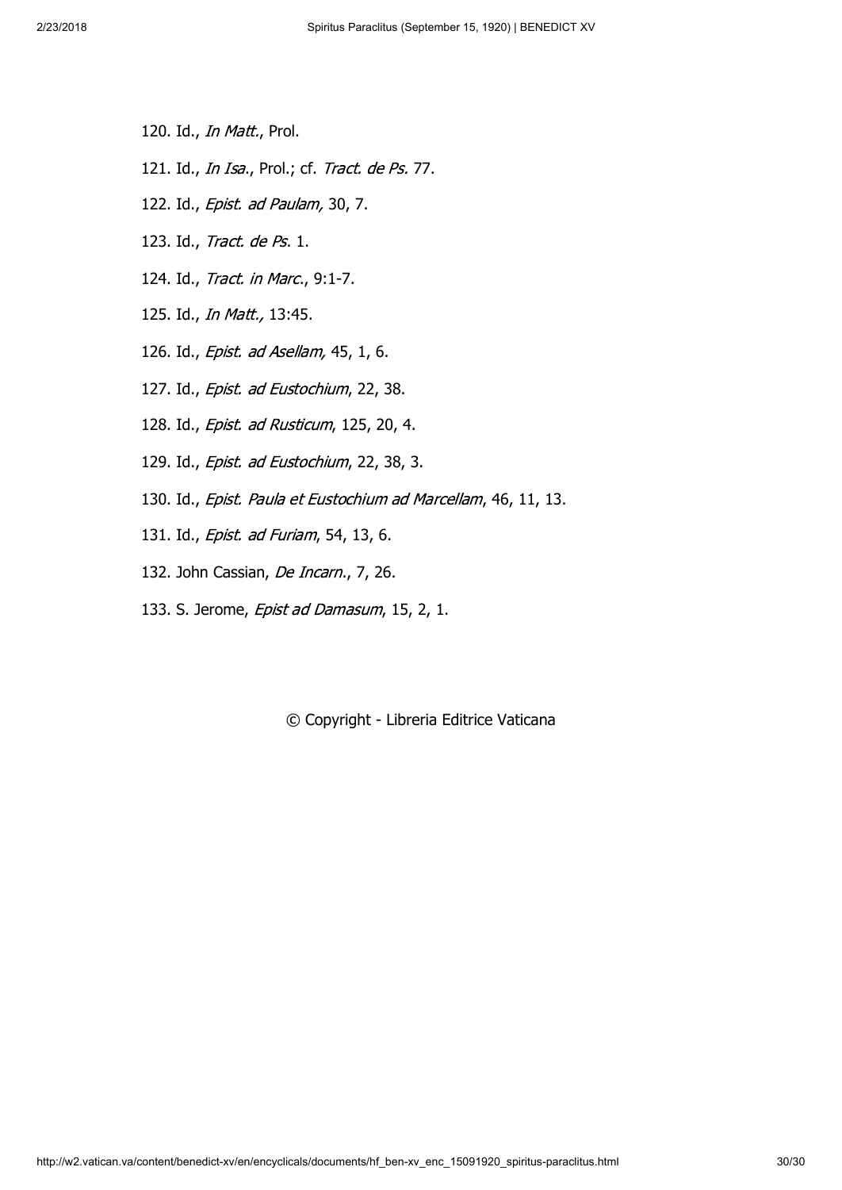120. Id., *In Matt.*, Prol.

121. Id., *In Isa.*, Prol.; cf. *Tract. de Ps.* 77.

122. Id., *Epist. ad Paulam,* 30, 7.

123. Id., *Tract. de Ps*. 1.

124. Id., *Tract. in Marc.*, 9:1-7.

125. Id., *In Matt.,* 13:45.

126. Id., *Epist. ad Asellam,* 45, 1, 6.

127. Id., *Epist. ad Eustochium*, 22, 38.

128. Id., *Epist. ad Rusticum*, 125, 20, 4.

129. Id., *Epist. ad Eustochium*, 22, 38, 3.

130. Id., *Epist. Paula et Eustochium ad Marcellam*, 46, 11, 13.

131. Id., *Epist. ad Furiam*, 54, 13, 6.

132. John Cassian, *De Incarn.*, 7, 26.

133. S. Jerome, *Epist ad Damasum*, 15, 2, 1.

© Copyright - Libreria Editrice Vaticana